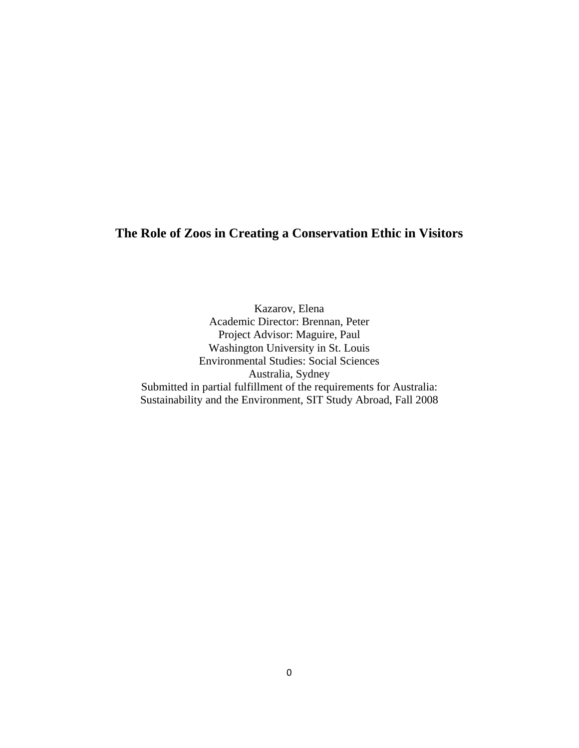# The Role of Zoos in Creating a Conservation Ethic in Visitors

Kazarov, Elena
Academic Director: Brennan, Peter
Project Advisor: Maguire, Paul
Washington University in St. Louis
Environmental Studies: Social Sciences
Australia, Sydney
Submitted in partial fulfillment of the requirements for Australia: Sustainability and the Environment, SIT Study Abroad, Fall 2008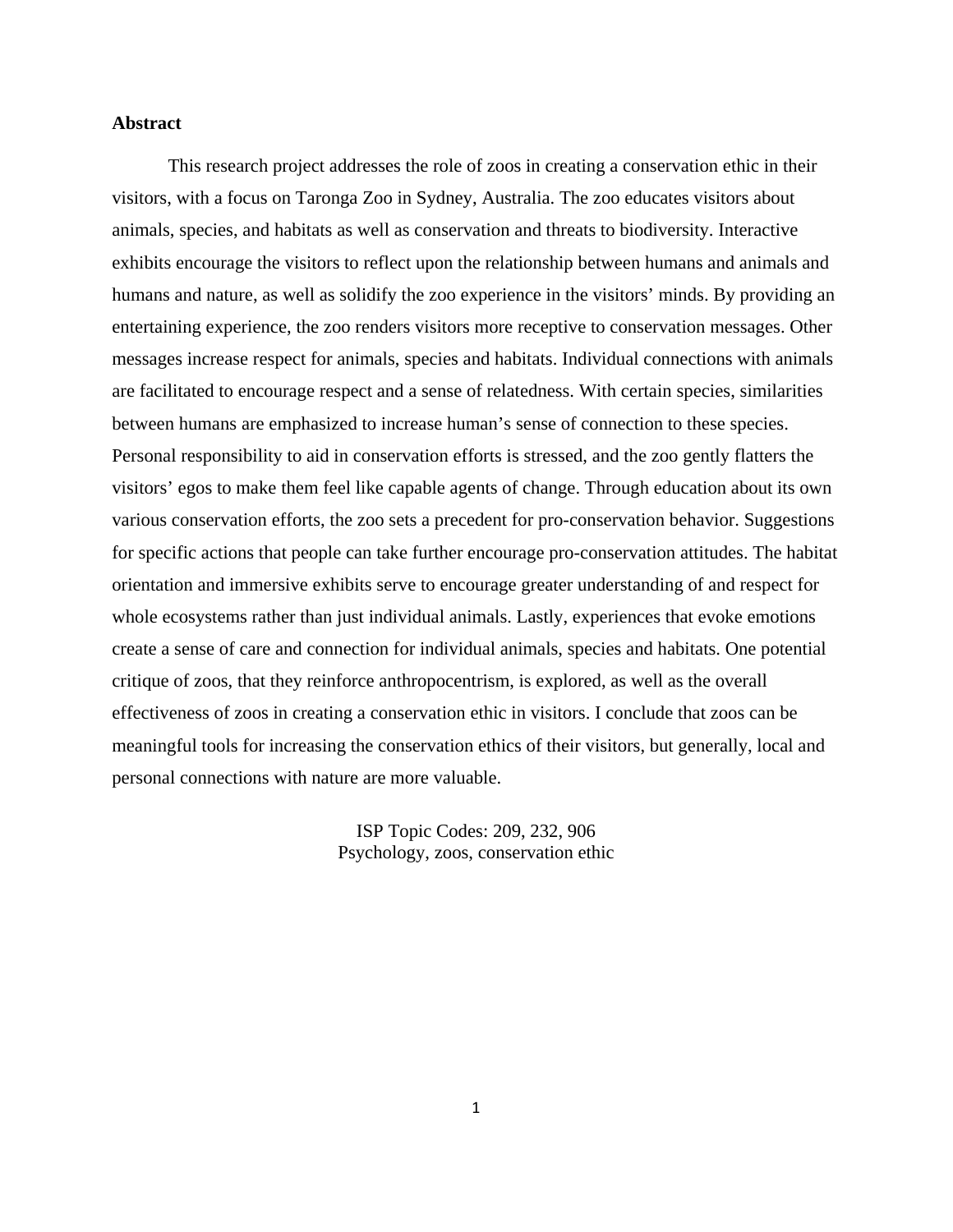## Abstract

This research project addresses the role of zoos in creating a conservation ethic in their visitors, with a focus on Taronga Zoo in Sydney, Australia. The zoo educates visitors about animals, species, and habitats as well as conservation and threats to biodiversity. Interactive exhibits encourage the visitors to reflect upon the relationship between humans and animals and humans and nature, as well as solidify the zoo experience in the visitors' minds. By providing an entertaining experience, the zoo renders visitors more receptive to conservation messages. Other messages increase respect for animals, species and habitats. Individual connections with animals are facilitated to encourage respect and a sense of relatedness. With certain species, similarities between humans are emphasized to increase human's sense of connection to these species. Personal responsibility to aid in conservation efforts is stressed, and the zoo gently flatters the visitors' egos to make them feel like capable agents of change. Through education about its own various conservation efforts, the zoo sets a precedent for pro-conservation behavior. Suggestions for specific actions that people can take further encourage pro-conservation attitudes. The habitat orientation and immersive exhibits serve to encourage greater understanding of and respect for whole ecosystems rather than just individual animals. Lastly, experiences that evoke emotions create a sense of care and connection for individual animals, species and habitats. One potential critique of zoos, that they reinforce anthropocentrism, is explored, as well as the overall effectiveness of zoos in creating a conservation ethic in visitors. I conclude that zoos can be meaningful tools for increasing the conservation ethics of their visitors, but generally, local and personal connections with nature are more valuable.

ISP Topic Codes: 209, 232, 906
Psychology, zoos, conservation ethic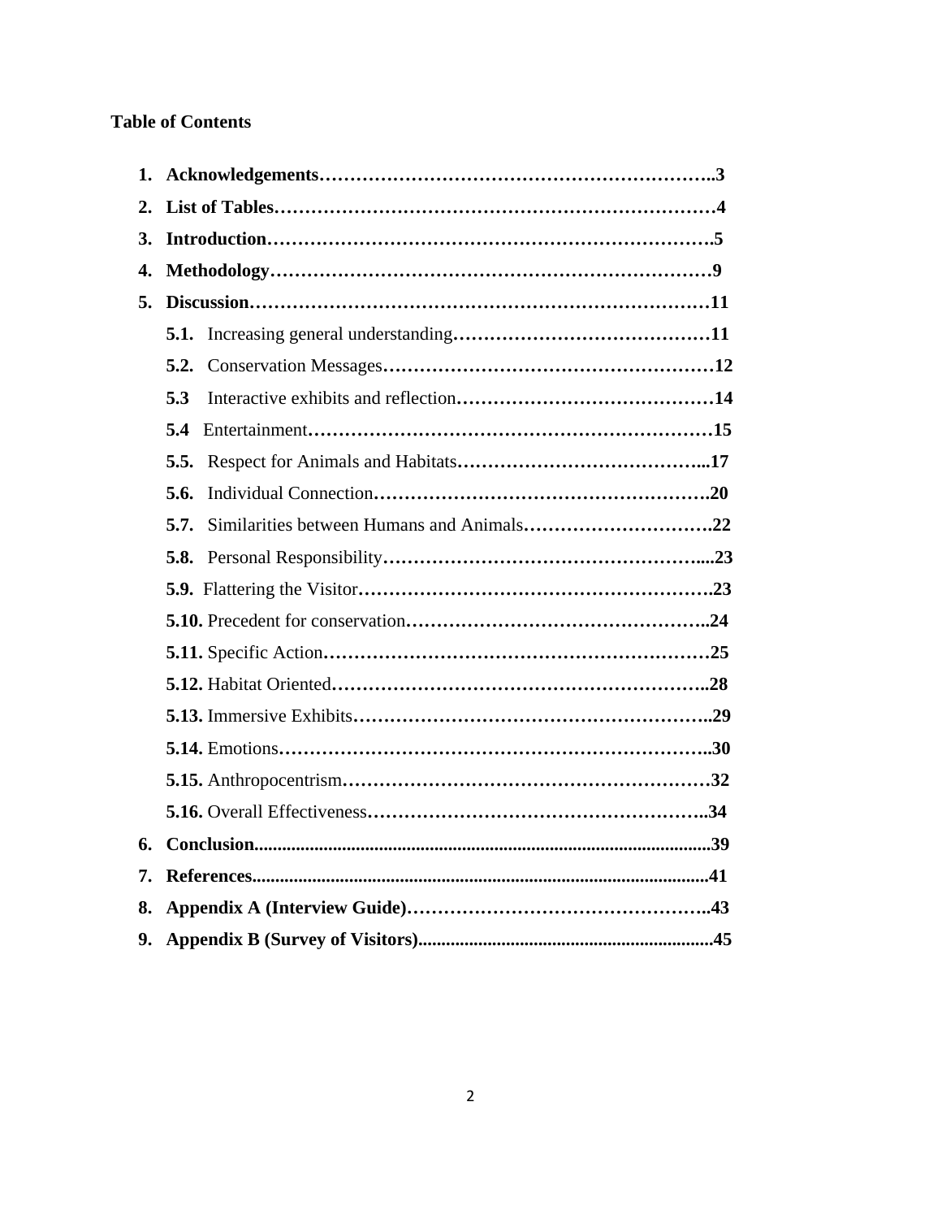**Table of Contents**

1. **Acknowledgements……………………………………………………..3**
2. **List of Tables…………………………………………………………4**
3. **Introduction………………………………………………………….5**
4. **Methodology…………………………………………………………9**
5. **Discussion……………………………………………………………11**
    - **5.1.** Increasing general understanding**……………………………………11**
    - **5.2.** Conservation Messages**………………………………………………12**
    - **5.3** Interactive exhibits and reflection**……………………………………14**
    - **5.4** Entertainment**…………………………………………………………15**
    - **5.5.** Respect for Animals and Habitats**…………………………………...17**
    - **5.6.** Individual Connection**……………………………………………….20**
    - **5.7.** Similarities between Humans and Animals**………………………….22**
    - **5.8.** Personal Responsibility**………………………………………………..23**
    - **5.9.** Flattering the Visitor**………………………………………………….23**
    - **5.10.** Precedent for conservation**…………………………………………..24**
    - **5.11.** Specific Action**……………………………………………………25**
    - **5.12.** Habitat Oriented**…………………………………………………..28**
    - **5.13.** Immersive Exhibits**………………………………………………..29**
    - **5.14.** Emotions**…………………………………………………………..30**
    - **5.15.** Anthropocentrism**…………………………………………………32**
    - **5.16.** Overall Effectiveness**……………………………………………..34**
6. **Conclusion...........................................................................................39**
7. **References...........................................................................................41**
8. **Appendix A (Interview Guide)………………………………………..43**
9. **Appendix B (Survey of Visitors)..........................................................45**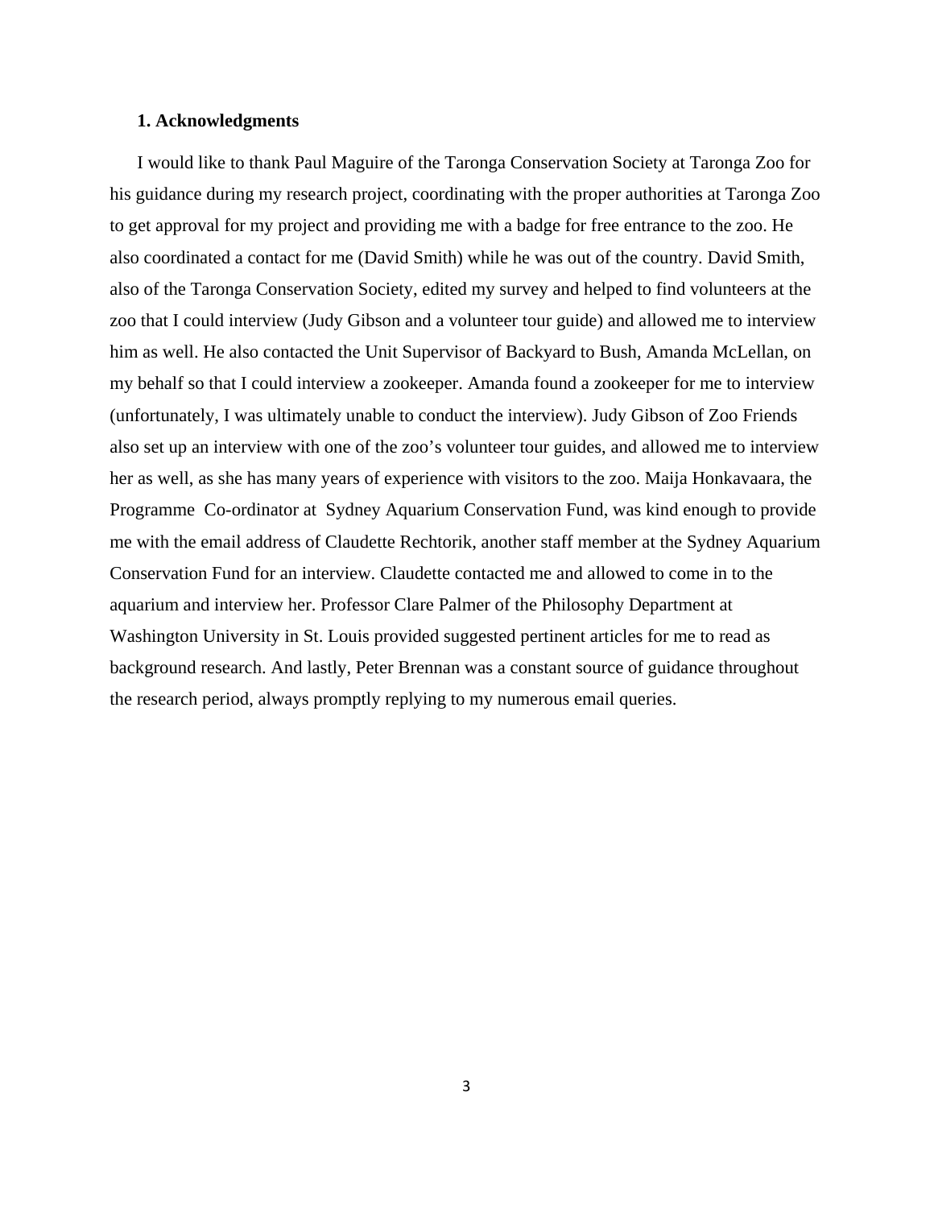## 1. Acknowledgments

I would like to thank Paul Maguire of the Taronga Conservation Society at Taronga Zoo for his guidance during my research project, coordinating with the proper authorities at Taronga Zoo to get approval for my project and providing me with a badge for free entrance to the zoo. He also coordinated a contact for me (David Smith) while he was out of the country. David Smith, also of the Taronga Conservation Society, edited my survey and helped to find volunteers at the zoo that I could interview (Judy Gibson and a volunteer tour guide) and allowed me to interview him as well. He also contacted the Unit Supervisor of Backyard to Bush, Amanda McLellan, on my behalf so that I could interview a zookeeper. Amanda found a zookeeper for me to interview (unfortunately, I was ultimately unable to conduct the interview). Judy Gibson of Zoo Friends also set up an interview with one of the zoo's volunteer tour guides, and allowed me to interview her as well, as she has many years of experience with visitors to the zoo. Maija Honkavaara, the Programme Co-ordinator at Sydney Aquarium Conservation Fund, was kind enough to provide me with the email address of Claudette Rechtorik, another staff member at the Sydney Aquarium Conservation Fund for an interview. Claudette contacted me and allowed to come in to the aquarium and interview her. Professor Clare Palmer of the Philosophy Department at Washington University in St. Louis provided suggested pertinent articles for me to read as background research. And lastly, Peter Brennan was a constant source of guidance throughout the research period, always promptly replying to my numerous email queries.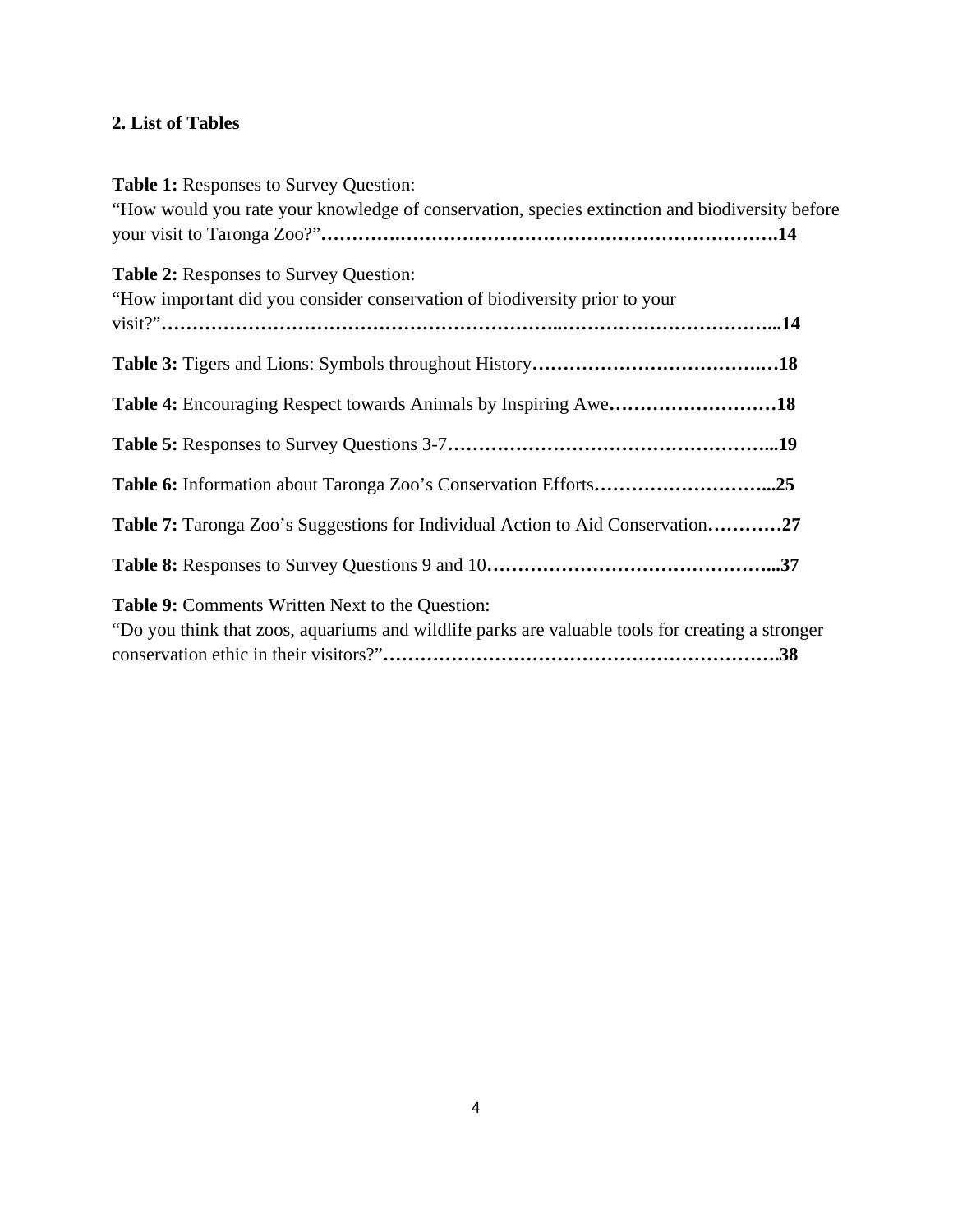## 2. List of Tables

**Table 1:** Responses to Survey Question:
"How would you rate your knowledge of conservation, species extinction and biodiversity before your visit to Taronga Zoo?"……………………………………………………………………….**14**

**Table 2:** Responses to Survey Question:
"How important did you consider conservation of biodiversity prior to your visit?"……………………………………………………………………………………………………...**14**

**Table 3:** Tigers and Lions: Symbols throughout History……………………………………….**18**

**Table 4:** Encouraging Respect towards Animals by Inspiring Awe………………………**18**

**Table 5:** Responses to Survey Questions 3-7………………………………………………...**19**

**Table 6:** Information about Taronga Zoo's Conservation Efforts………………………...**25**

**Table 7:** Taronga Zoo's Suggestions for Individual Action to Aid Conservation…………**27**

**Table 8:** Responses to Survey Questions 9 and 10…………………………………………...**37**

**Table 9:** Comments Written Next to the Question:
"Do you think that zoos, aquariums and wildlife parks are valuable tools for creating a stronger conservation ethic in their visitors?"……………………………………………………….**38**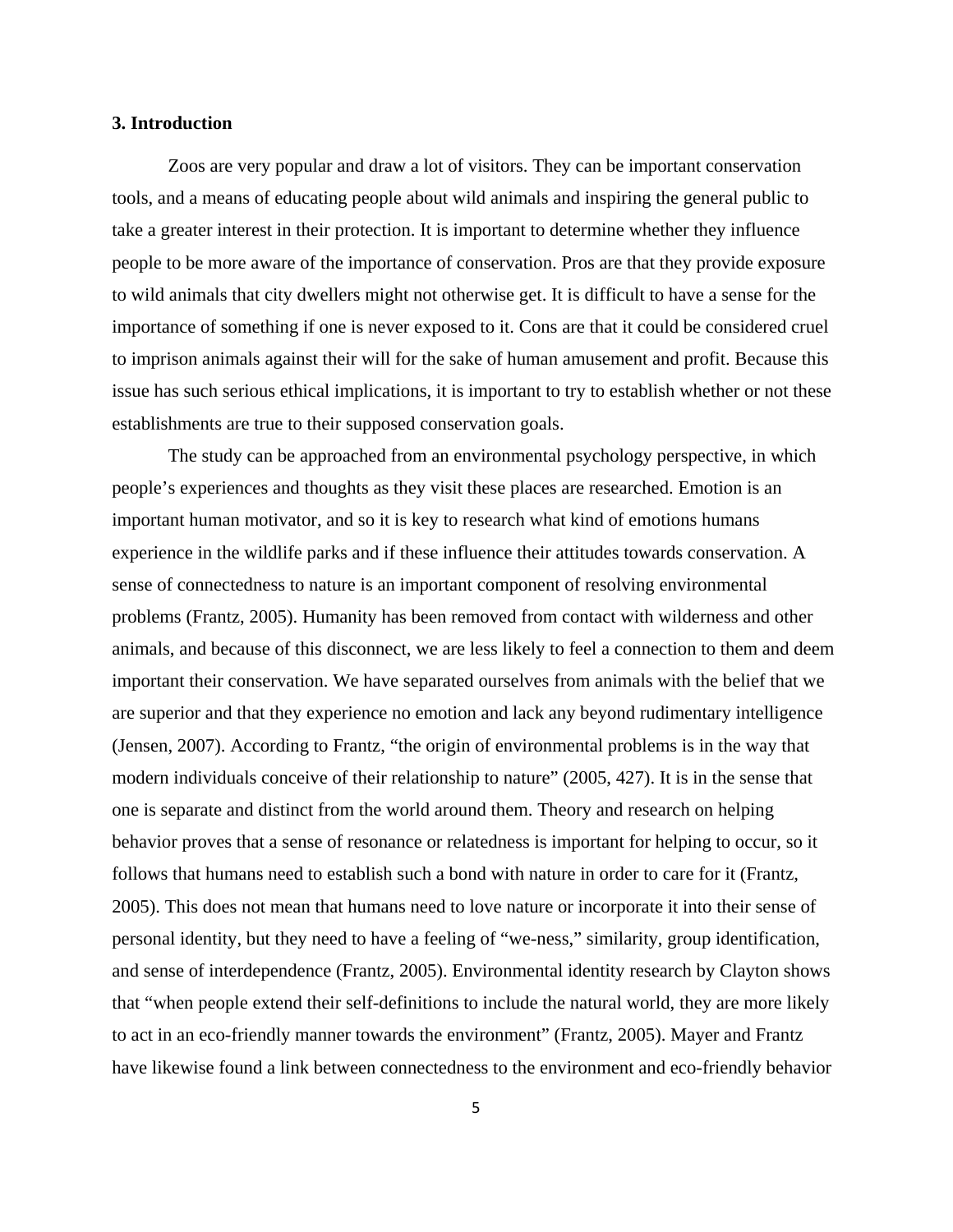### 3. Introduction

Zoos are very popular and draw a lot of visitors. They can be important conservation tools, and a means of educating people about wild animals and inspiring the general public to take a greater interest in their protection. It is important to determine whether they influence people to be more aware of the importance of conservation. Pros are that they provide exposure to wild animals that city dwellers might not otherwise get. It is difficult to have a sense for the importance of something if one is never exposed to it. Cons are that it could be considered cruel to imprison animals against their will for the sake of human amusement and profit. Because this issue has such serious ethical implications, it is important to try to establish whether or not these establishments are true to their supposed conservation goals.

The study can be approached from an environmental psychology perspective, in which people's experiences and thoughts as they visit these places are researched. Emotion is an important human motivator, and so it is key to research what kind of emotions humans experience in the wildlife parks and if these influence their attitudes towards conservation. A sense of connectedness to nature is an important component of resolving environmental problems (Frantz, 2005). Humanity has been removed from contact with wilderness and other animals, and because of this disconnect, we are less likely to feel a connection to them and deem important their conservation. We have separated ourselves from animals with the belief that we are superior and that they experience no emotion and lack any beyond rudimentary intelligence (Jensen, 2007). According to Frantz, "the origin of environmental problems is in the way that modern individuals conceive of their relationship to nature" (2005, 427). It is in the sense that one is separate and distinct from the world around them. Theory and research on helping behavior proves that a sense of resonance or relatedness is important for helping to occur, so it follows that humans need to establish such a bond with nature in order to care for it (Frantz, 2005). This does not mean that humans need to love nature or incorporate it into their sense of personal identity, but they need to have a feeling of "we-ness," similarity, group identification, and sense of interdependence (Frantz, 2005). Environmental identity research by Clayton shows that "when people extend their self-definitions to include the natural world, they are more likely to act in an eco-friendly manner towards the environment" (Frantz, 2005). Mayer and Frantz have likewise found a link between connectedness to the environment and eco-friendly behavior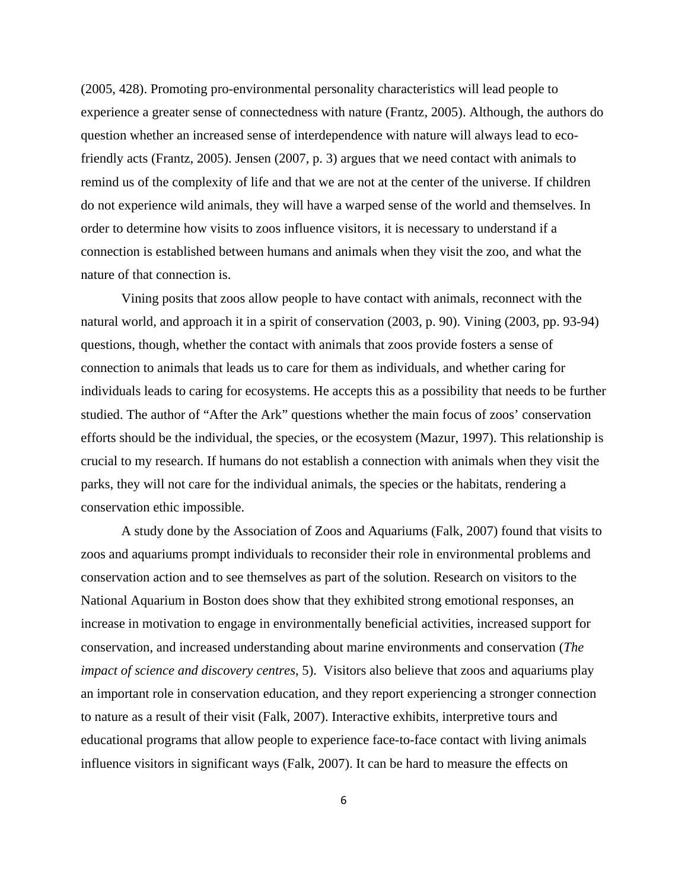(2005, 428). Promoting pro-environmental personality characteristics will lead people to experience a greater sense of connectedness with nature (Frantz, 2005). Although, the authors do question whether an increased sense of interdependence with nature will always lead to eco-friendly acts (Frantz, 2005). Jensen (2007, p. 3) argues that we need contact with animals to remind us of the complexity of life and that we are not at the center of the universe. If children do not experience wild animals, they will have a warped sense of the world and themselves. In order to determine how visits to zoos influence visitors, it is necessary to understand if a connection is established between humans and animals when they visit the zoo, and what the nature of that connection is.

Vining posits that zoos allow people to have contact with animals, reconnect with the natural world, and approach it in a spirit of conservation (2003, p. 90). Vining (2003, pp. 93-94) questions, though, whether the contact with animals that zoos provide fosters a sense of connection to animals that leads us to care for them as individuals, and whether caring for individuals leads to caring for ecosystems. He accepts this as a possibility that needs to be further studied. The author of "After the Ark" questions whether the main focus of zoos' conservation efforts should be the individual, the species, or the ecosystem (Mazur, 1997). This relationship is crucial to my research. If humans do not establish a connection with animals when they visit the parks, they will not care for the individual animals, the species or the habitats, rendering a conservation ethic impossible.

A study done by the Association of Zoos and Aquariums (Falk, 2007) found that visits to zoos and aquariums prompt individuals to reconsider their role in environmental problems and conservation action and to see themselves as part of the solution. Research on visitors to the National Aquarium in Boston does show that they exhibited strong emotional responses, an increase in motivation to engage in environmentally beneficial activities, increased support for conservation, and increased understanding about marine environments and conservation (*The impact of science and discovery centres*, 5). Visitors also believe that zoos and aquariums play an important role in conservation education, and they report experiencing a stronger connection to nature as a result of their visit (Falk, 2007). Interactive exhibits, interpretive tours and educational programs that allow people to experience face-to-face contact with living animals influence visitors in significant ways (Falk, 2007). It can be hard to measure the effects on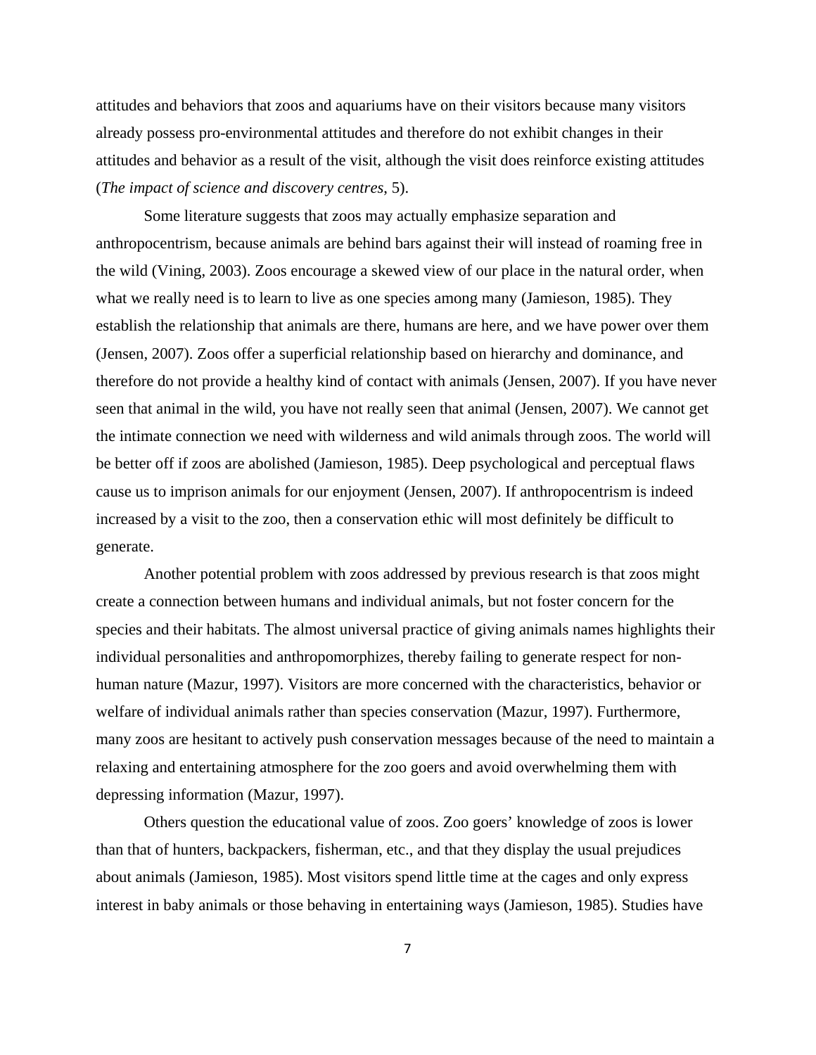attitudes and behaviors that zoos and aquariums have on their visitors because many visitors already possess pro-environmental attitudes and therefore do not exhibit changes in their attitudes and behavior as a result of the visit, although the visit does reinforce existing attitudes (*The impact of science and discovery centres*, 5).

Some literature suggests that zoos may actually emphasize separation and anthropocentrism, because animals are behind bars against their will instead of roaming free in the wild (Vining, 2003). Zoos encourage a skewed view of our place in the natural order, when what we really need is to learn to live as one species among many (Jamieson, 1985). They establish the relationship that animals are there, humans are here, and we have power over them (Jensen, 2007). Zoos offer a superficial relationship based on hierarchy and dominance, and therefore do not provide a healthy kind of contact with animals (Jensen, 2007). If you have never seen that animal in the wild, you have not really seen that animal (Jensen, 2007). We cannot get the intimate connection we need with wilderness and wild animals through zoos. The world will be better off if zoos are abolished (Jamieson, 1985). Deep psychological and perceptual flaws cause us to imprison animals for our enjoyment (Jensen, 2007). If anthropocentrism is indeed increased by a visit to the zoo, then a conservation ethic will most definitely be difficult to generate.

Another potential problem with zoos addressed by previous research is that zoos might create a connection between humans and individual animals, but not foster concern for the species and their habitats. The almost universal practice of giving animals names highlights their individual personalities and anthropomorphizes, thereby failing to generate respect for non-human nature (Mazur, 1997). Visitors are more concerned with the characteristics, behavior or welfare of individual animals rather than species conservation (Mazur, 1997). Furthermore, many zoos are hesitant to actively push conservation messages because of the need to maintain a relaxing and entertaining atmosphere for the zoo goers and avoid overwhelming them with depressing information (Mazur, 1997).

Others question the educational value of zoos. Zoo goers' knowledge of zoos is lower than that of hunters, backpackers, fisherman, etc., and that they display the usual prejudices about animals (Jamieson, 1985). Most visitors spend little time at the cages and only express interest in baby animals or those behaving in entertaining ways (Jamieson, 1985). Studies have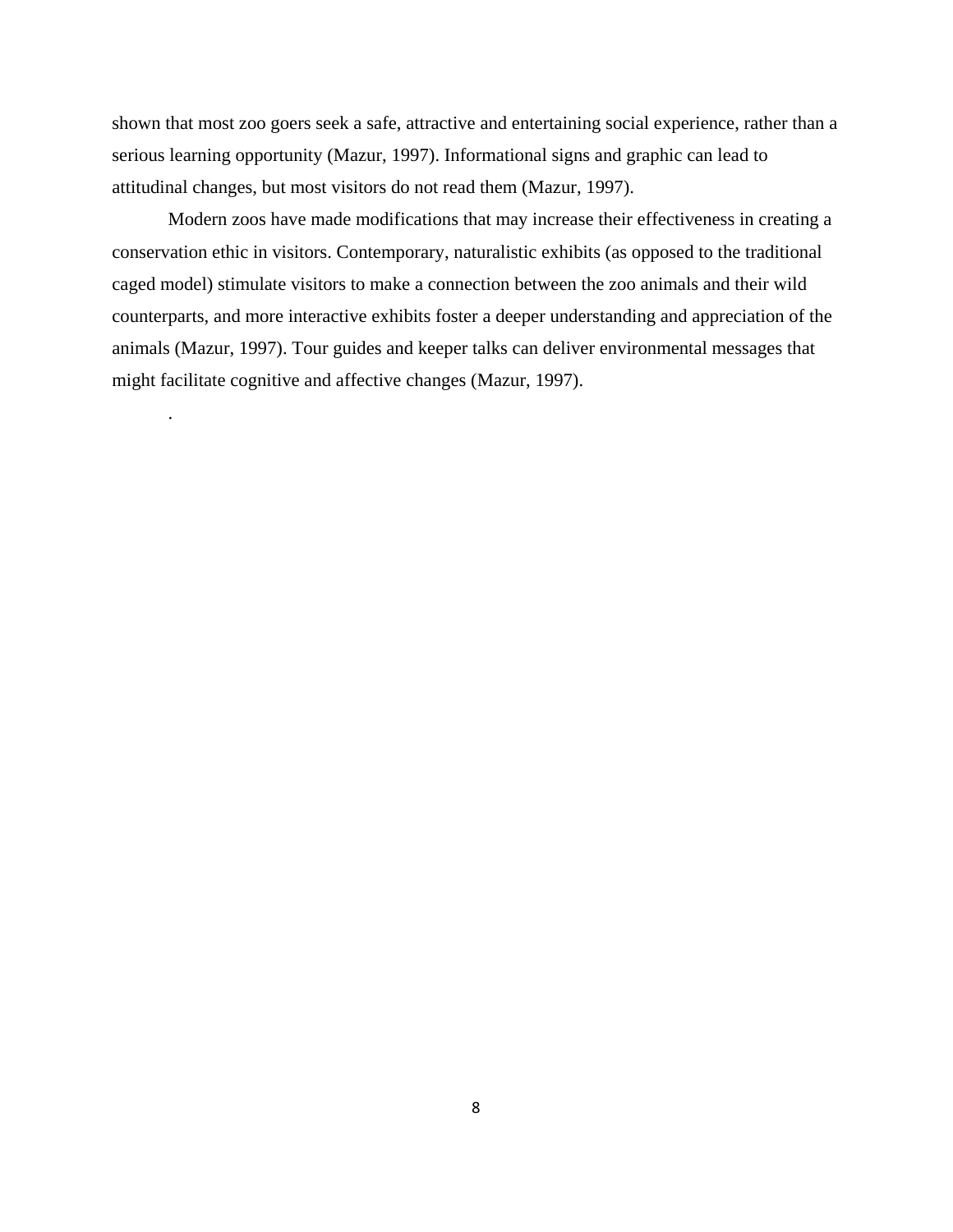shown that most zoo goers seek a safe, attractive and entertaining social experience, rather than a serious learning opportunity (Mazur, 1997). Informational signs and graphic can lead to attitudinal changes, but most visitors do not read them (Mazur, 1997).

Modern zoos have made modifications that may increase their effectiveness in creating a conservation ethic in visitors. Contemporary, naturalistic exhibits (as opposed to the traditional caged model) stimulate visitors to make a connection between the zoo animals and their wild counterparts, and more interactive exhibits foster a deeper understanding and appreciation of the animals (Mazur, 1997). Tour guides and keeper talks can deliver environmental messages that might facilitate cognitive and affective changes (Mazur, 1997).

.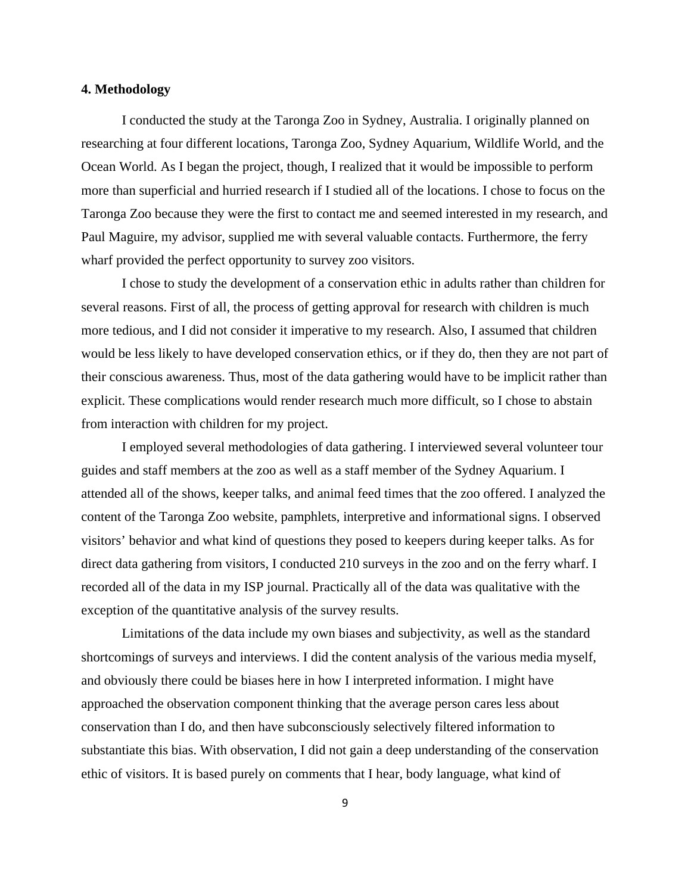## 4. Methodology

I conducted the study at the Taronga Zoo in Sydney, Australia. I originally planned on researching at four different locations, Taronga Zoo, Sydney Aquarium, Wildlife World, and the Ocean World. As I began the project, though, I realized that it would be impossible to perform more than superficial and hurried research if I studied all of the locations. I chose to focus on the Taronga Zoo because they were the first to contact me and seemed interested in my research, and Paul Maguire, my advisor, supplied me with several valuable contacts. Furthermore, the ferry wharf provided the perfect opportunity to survey zoo visitors.

I chose to study the development of a conservation ethic in adults rather than children for several reasons. First of all, the process of getting approval for research with children is much more tedious, and I did not consider it imperative to my research. Also, I assumed that children would be less likely to have developed conservation ethics, or if they do, then they are not part of their conscious awareness. Thus, most of the data gathering would have to be implicit rather than explicit. These complications would render research much more difficult, so I chose to abstain from interaction with children for my project.

I employed several methodologies of data gathering. I interviewed several volunteer tour guides and staff members at the zoo as well as a staff member of the Sydney Aquarium. I attended all of the shows, keeper talks, and animal feed times that the zoo offered. I analyzed the content of the Taronga Zoo website, pamphlets, interpretive and informational signs. I observed visitors' behavior and what kind of questions they posed to keepers during keeper talks. As for direct data gathering from visitors, I conducted 210 surveys in the zoo and on the ferry wharf. I recorded all of the data in my ISP journal. Practically all of the data was qualitative with the exception of the quantitative analysis of the survey results.

Limitations of the data include my own biases and subjectivity, as well as the standard shortcomings of surveys and interviews. I did the content analysis of the various media myself, and obviously there could be biases here in how I interpreted information. I might have approached the observation component thinking that the average person cares less about conservation than I do, and then have subconsciously selectively filtered information to substantiate this bias. With observation, I did not gain a deep understanding of the conservation ethic of visitors. It is based purely on comments that I hear, body language, what kind of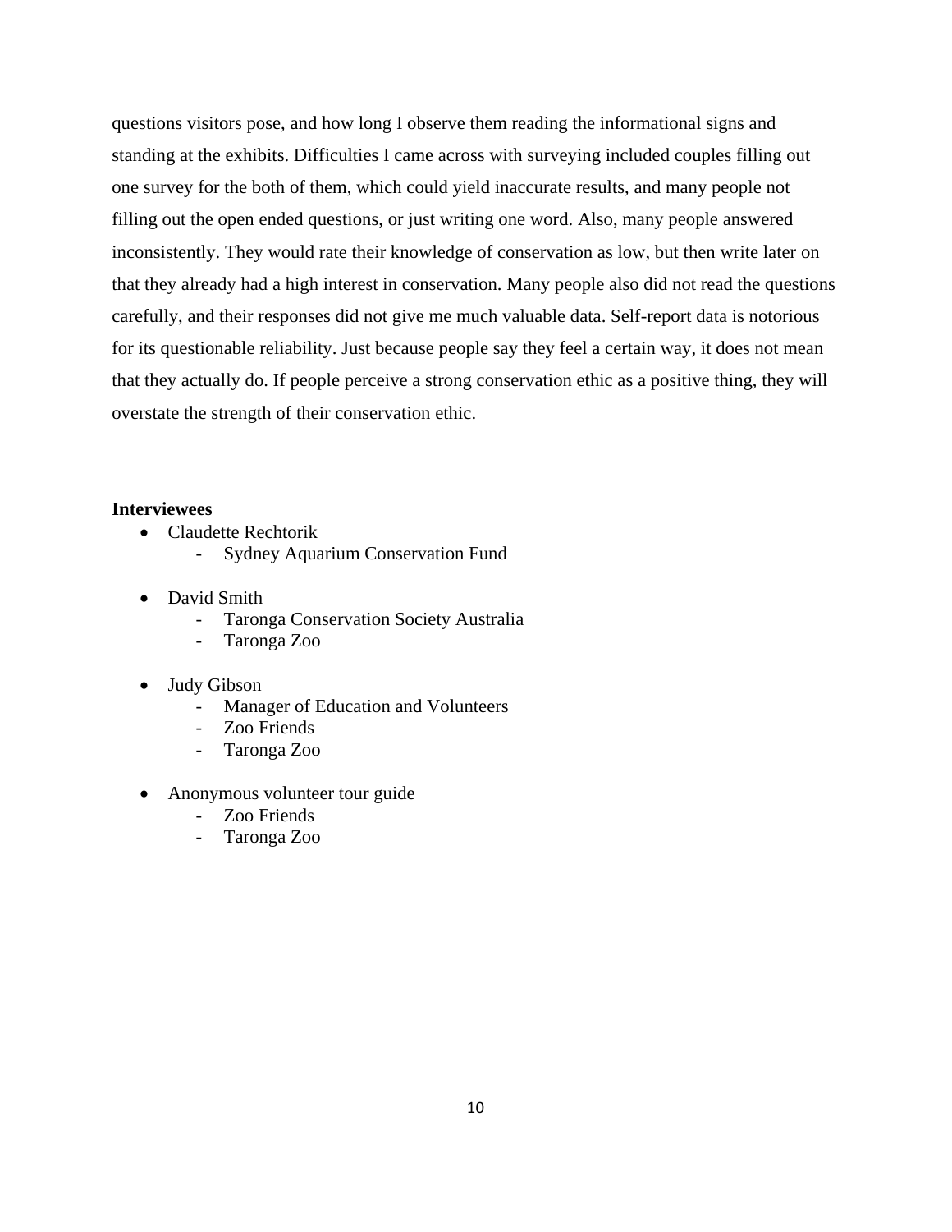questions visitors pose, and how long I observe them reading the informational signs and standing at the exhibits. Difficulties I came across with surveying included couples filling out one survey for the both of them, which could yield inaccurate results, and many people not filling out the open ended questions, or just writing one word. Also, many people answered inconsistently. They would rate their knowledge of conservation as low, but then write later on that they already had a high interest in conservation. Many people also did not read the questions carefully, and their responses did not give me much valuable data. Self-report data is notorious for its questionable reliability. Just because people say they feel a certain way, it does not mean that they actually do. If people perceive a strong conservation ethic as a positive thing, they will overstate the strength of their conservation ethic.

**Interviewees**

- Claudette Rechtorik
    - Sydney Aquarium Conservation Fund
- David Smith
    - Taronga Conservation Society Australia
    - Taronga Zoo
- Judy Gibson
    - Manager of Education and Volunteers
    - Zoo Friends
    - Taronga Zoo
- Anonymous volunteer tour guide
    - Zoo Friends
    - Taronga Zoo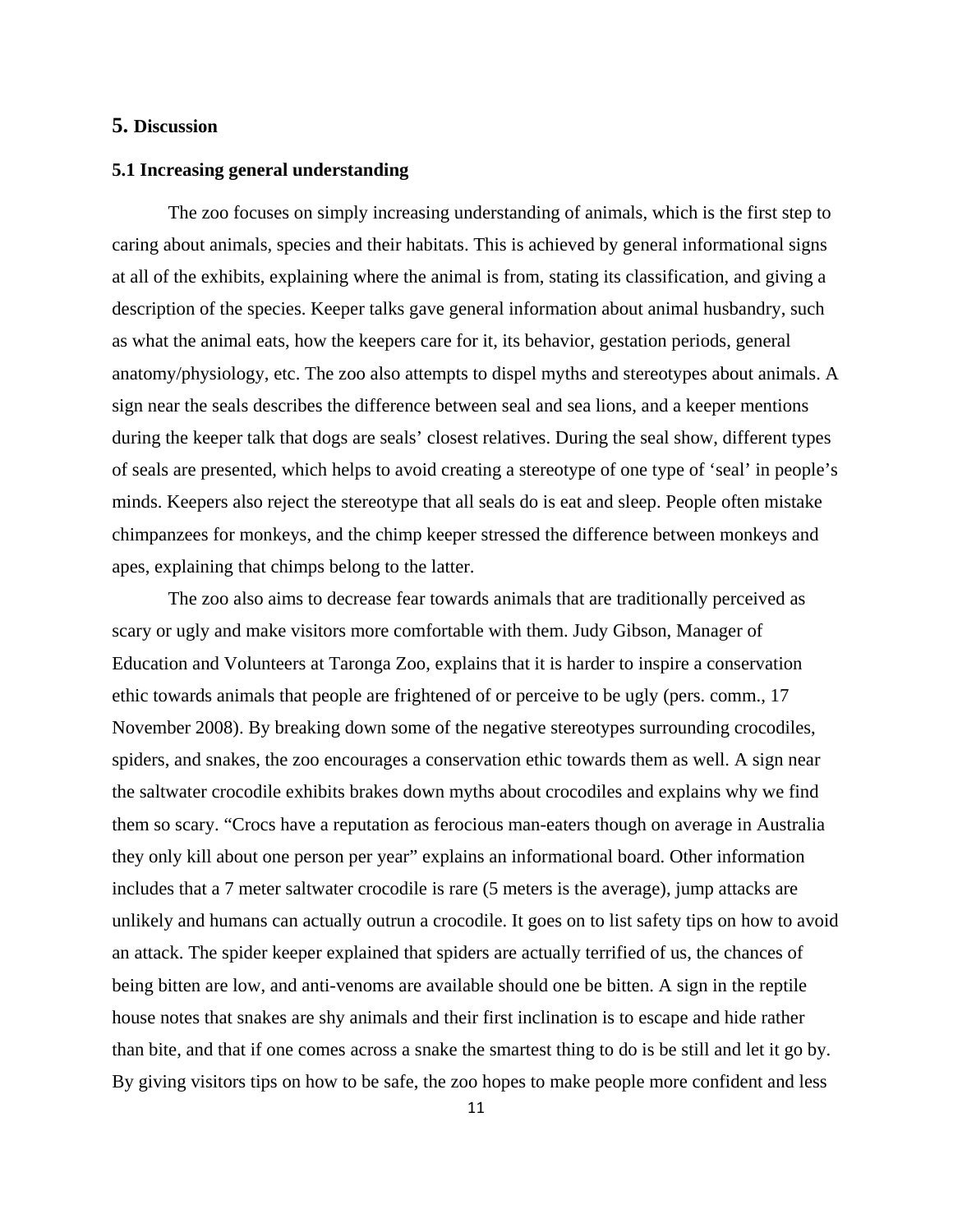## 5. Discussion

### 5.1 Increasing general understanding

The zoo focuses on simply increasing understanding of animals, which is the first step to caring about animals, species and their habitats. This is achieved by general informational signs at all of the exhibits, explaining where the animal is from, stating its classification, and giving a description of the species. Keeper talks gave general information about animal husbandry, such as what the animal eats, how the keepers care for it, its behavior, gestation periods, general anatomy/physiology, etc. The zoo also attempts to dispel myths and stereotypes about animals. A sign near the seals describes the difference between seal and sea lions, and a keeper mentions during the keeper talk that dogs are seals' closest relatives. During the seal show, different types of seals are presented, which helps to avoid creating a stereotype of one type of 'seal' in people's minds. Keepers also reject the stereotype that all seals do is eat and sleep. People often mistake chimpanzees for monkeys, and the chimp keeper stressed the difference between monkeys and apes, explaining that chimps belong to the latter.

The zoo also aims to decrease fear towards animals that are traditionally perceived as scary or ugly and make visitors more comfortable with them. Judy Gibson, Manager of Education and Volunteers at Taronga Zoo, explains that it is harder to inspire a conservation ethic towards animals that people are frightened of or perceive to be ugly (pers. comm., 17 November 2008). By breaking down some of the negative stereotypes surrounding crocodiles, spiders, and snakes, the zoo encourages a conservation ethic towards them as well. A sign near the saltwater crocodile exhibits brakes down myths about crocodiles and explains why we find them so scary. "Crocs have a reputation as ferocious man-eaters though on average in Australia they only kill about one person per year" explains an informational board. Other information includes that a 7 meter saltwater crocodile is rare (5 meters is the average), jump attacks are unlikely and humans can actually outrun a crocodile. It goes on to list safety tips on how to avoid an attack. The spider keeper explained that spiders are actually terrified of us, the chances of being bitten are low, and anti-venoms are available should one be bitten. A sign in the reptile house notes that snakes are shy animals and their first inclination is to escape and hide rather than bite, and that if one comes across a snake the smartest thing to do is be still and let it go by. By giving visitors tips on how to be safe, the zoo hopes to make people more confident and less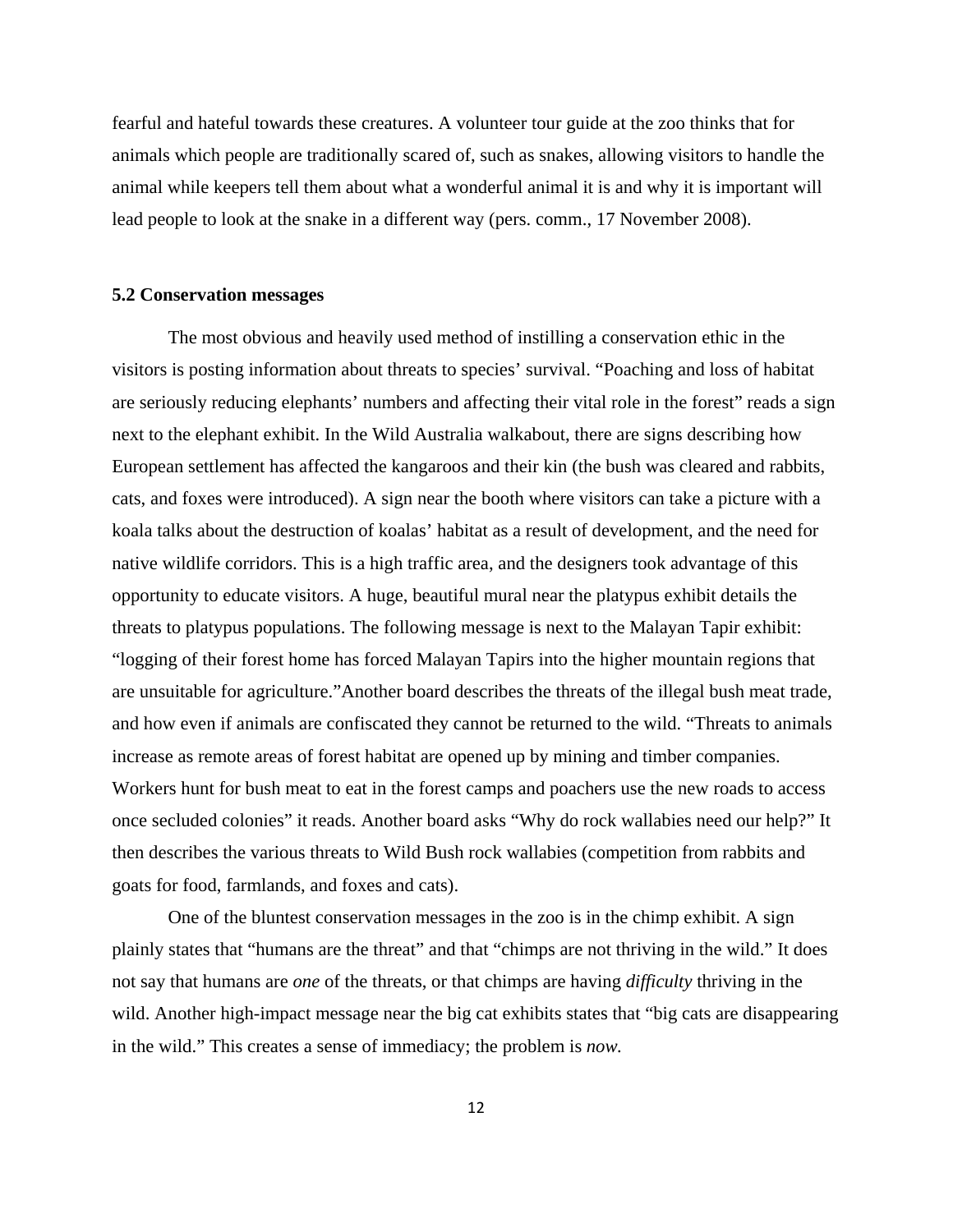fearful and hateful towards these creatures. A volunteer tour guide at the zoo thinks that for animals which people are traditionally scared of, such as snakes, allowing visitors to handle the animal while keepers tell them about what a wonderful animal it is and why it is important will lead people to look at the snake in a different way (pers. comm., 17 November 2008).

### 5.2 Conservation messages

The most obvious and heavily used method of instilling a conservation ethic in the visitors is posting information about threats to species' survival. "Poaching and loss of habitat are seriously reducing elephants' numbers and affecting their vital role in the forest" reads a sign next to the elephant exhibit. In the Wild Australia walkabout, there are signs describing how European settlement has affected the kangaroos and their kin (the bush was cleared and rabbits, cats, and foxes were introduced). A sign near the booth where visitors can take a picture with a koala talks about the destruction of koalas' habitat as a result of development, and the need for native wildlife corridors. This is a high traffic area, and the designers took advantage of this opportunity to educate visitors. A huge, beautiful mural near the platypus exhibit details the threats to platypus populations. The following message is next to the Malayan Tapir exhibit: "logging of their forest home has forced Malayan Tapirs into the higher mountain regions that are unsuitable for agriculture."Another board describes the threats of the illegal bush meat trade, and how even if animals are confiscated they cannot be returned to the wild. "Threats to animals increase as remote areas of forest habitat are opened up by mining and timber companies. Workers hunt for bush meat to eat in the forest camps and poachers use the new roads to access once secluded colonies" it reads. Another board asks "Why do rock wallabies need our help?" It then describes the various threats to Wild Bush rock wallabies (competition from rabbits and goats for food, farmlands, and foxes and cats).

One of the bluntest conservation messages in the zoo is in the chimp exhibit. A sign plainly states that "humans are the threat" and that "chimps are not thriving in the wild." It does not say that humans are *one* of the threats, or that chimps are having *difficulty* thriving in the wild. Another high-impact message near the big cat exhibits states that "big cats are disappearing in the wild." This creates a sense of immediacy; the problem is *now.*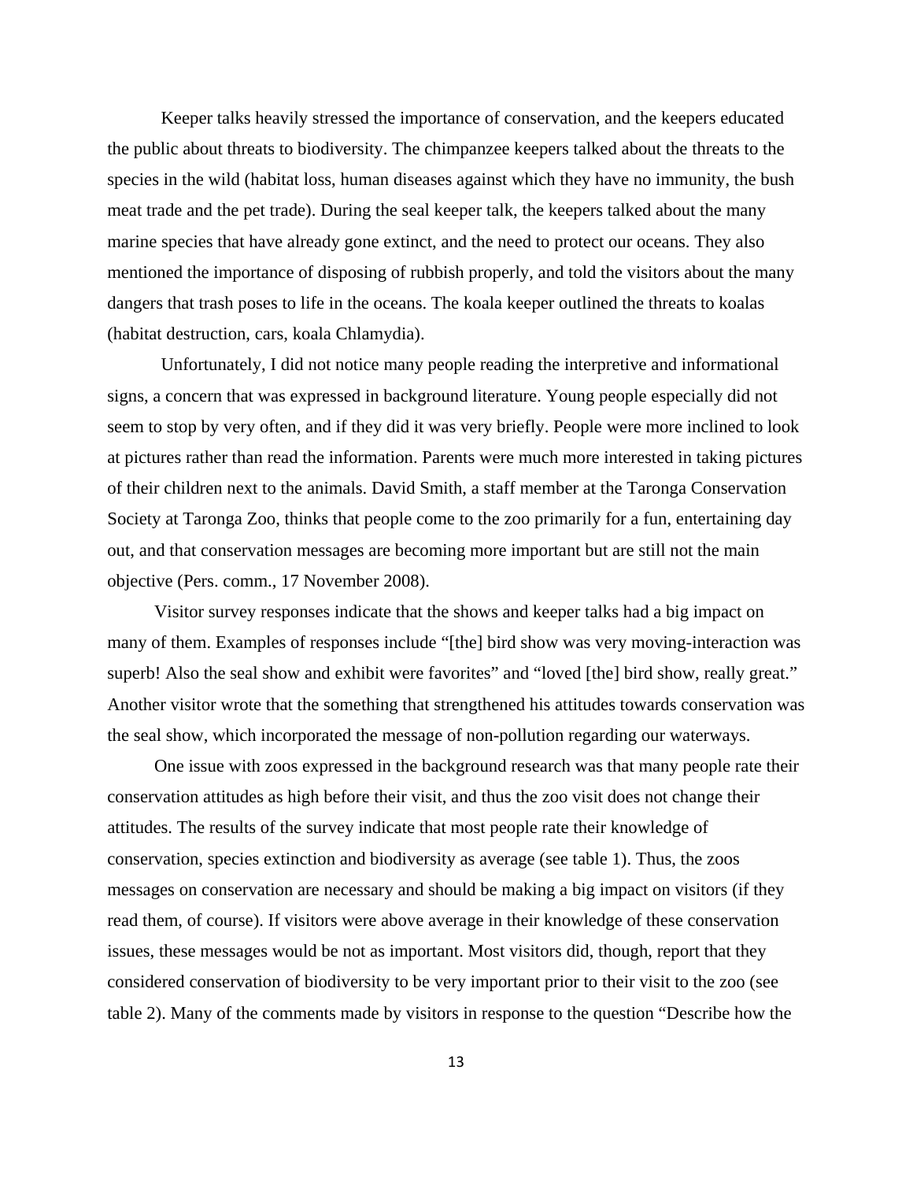Keeper talks heavily stressed the importance of conservation, and the keepers educated the public about threats to biodiversity. The chimpanzee keepers talked about the threats to the species in the wild (habitat loss, human diseases against which they have no immunity, the bush meat trade and the pet trade). During the seal keeper talk, the keepers talked about the many marine species that have already gone extinct, and the need to protect our oceans. They also mentioned the importance of disposing of rubbish properly, and told the visitors about the many dangers that trash poses to life in the oceans. The koala keeper outlined the threats to koalas (habitat destruction, cars, koala Chlamydia).

Unfortunately, I did not notice many people reading the interpretive and informational signs, a concern that was expressed in background literature. Young people especially did not seem to stop by very often, and if they did it was very briefly. People were more inclined to look at pictures rather than read the information. Parents were much more interested in taking pictures of their children next to the animals. David Smith, a staff member at the Taronga Conservation Society at Taronga Zoo, thinks that people come to the zoo primarily for a fun, entertaining day out, and that conservation messages are becoming more important but are still not the main objective (Pers. comm., 17 November 2008).

Visitor survey responses indicate that the shows and keeper talks had a big impact on many of them. Examples of responses include "[the] bird show was very moving-interaction was superb! Also the seal show and exhibit were favorites" and "loved [the] bird show, really great." Another visitor wrote that the something that strengthened his attitudes towards conservation was the seal show, which incorporated the message of non-pollution regarding our waterways.

One issue with zoos expressed in the background research was that many people rate their conservation attitudes as high before their visit, and thus the zoo visit does not change their attitudes. The results of the survey indicate that most people rate their knowledge of conservation, species extinction and biodiversity as average (see table 1). Thus, the zoos messages on conservation are necessary and should be making a big impact on visitors (if they read them, of course). If visitors were above average in their knowledge of these conservation issues, these messages would be not as important. Most visitors did, though, report that they considered conservation of biodiversity to be very important prior to their visit to the zoo (see table 2). Many of the comments made by visitors in response to the question "Describe how the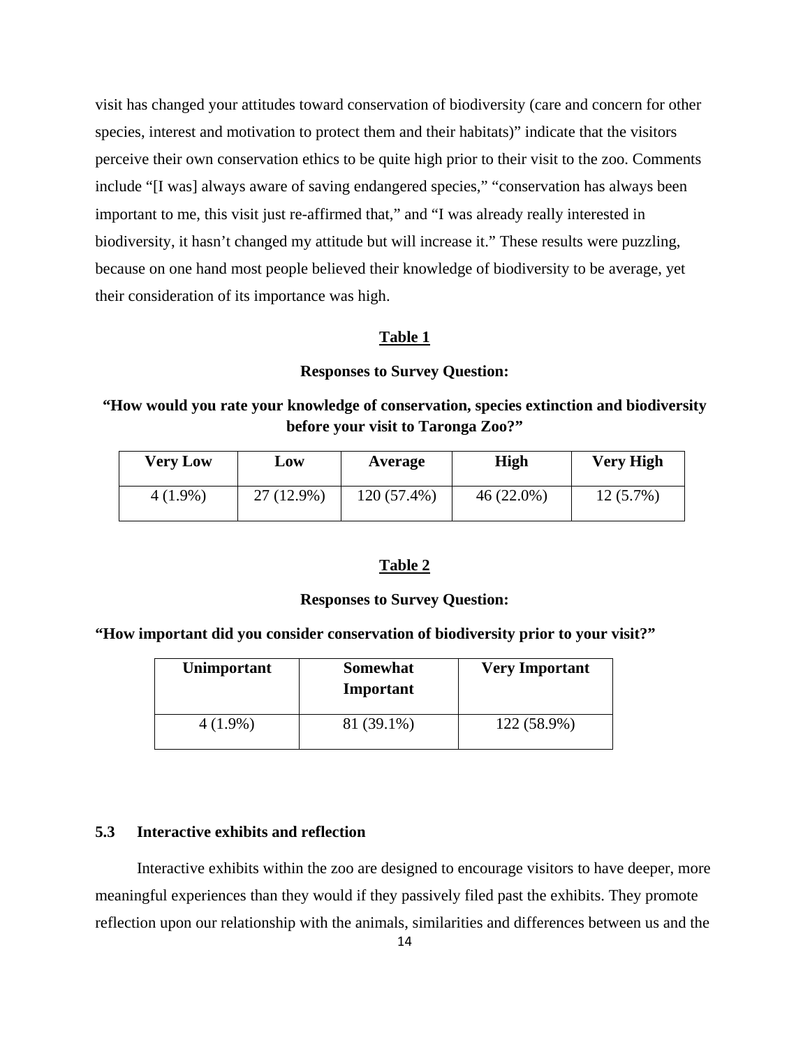visit has changed your attitudes toward conservation of biodiversity (care and concern for other species, interest and motivation to protect them and their habitats)" indicate that the visitors perceive their own conservation ethics to be quite high prior to their visit to the zoo. Comments include "[I was] always aware of saving endangered species," "conservation has always been important to me, this visit just re-affirmed that," and "I was already really interested in biodiversity, it hasn't changed my attitude but will increase it." These results were puzzling, because on one hand most people believed their knowledge of biodiversity to be average, yet their consideration of its importance was high.

**Table 1**

**Responses to Survey Question:**

**"How would you rate your knowledge of conservation, species extinction and biodiversity before your visit to Taronga Zoo?"**

| Very Low | Low | Average | High | Very High |
|---|---|---|---|---|
| 4 (1.9%) | 27 (12.9%) | 120 (57.4%) | 46 (22.0%) | 12 (5.7%) |

**Table 2**

**Responses to Survey Question:**

**"How important did you consider conservation of biodiversity prior to your visit?"**

| Unimportant | Somewhat Important | Very Important |
|---|---|---|
| 4 (1.9%) | 81 (39.1%) | 122 (58.9%) |

### 5.3 Interactive exhibits and reflection

Interactive exhibits within the zoo are designed to encourage visitors to have deeper, more meaningful experiences than they would if they passively filed past the exhibits. They promote reflection upon our relationship with the animals, similarities and differences between us and the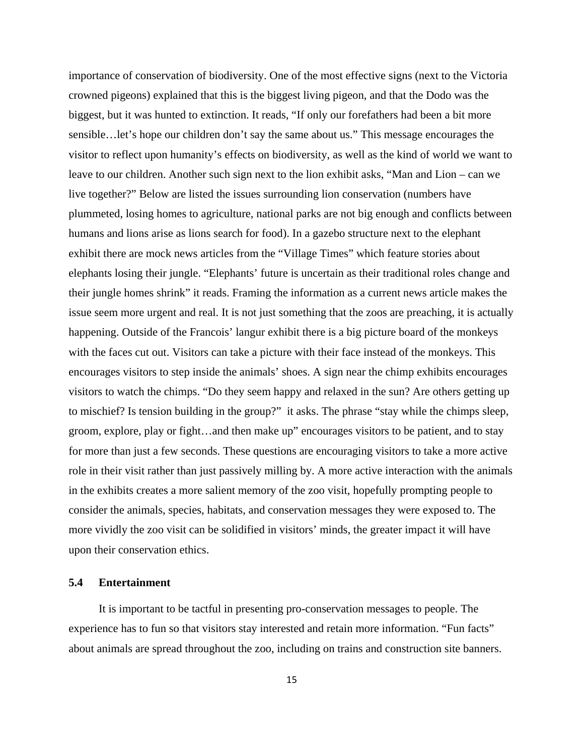importance of conservation of biodiversity. One of the most effective signs (next to the Victoria crowned pigeons) explained that this is the biggest living pigeon, and that the Dodo was the biggest, but it was hunted to extinction. It reads, "If only our forefathers had been a bit more sensible…let's hope our children don't say the same about us." This message encourages the visitor to reflect upon humanity's effects on biodiversity, as well as the kind of world we want to leave to our children. Another such sign next to the lion exhibit asks, "Man and Lion – can we live together?" Below are listed the issues surrounding lion conservation (numbers have plummeted, losing homes to agriculture, national parks are not big enough and conflicts between humans and lions arise as lions search for food). In a gazebo structure next to the elephant exhibit there are mock news articles from the "Village Times" which feature stories about elephants losing their jungle. "Elephants' future is uncertain as their traditional roles change and their jungle homes shrink" it reads. Framing the information as a current news article makes the issue seem more urgent and real. It is not just something that the zoos are preaching, it is actually happening. Outside of the Francois' langur exhibit there is a big picture board of the monkeys with the faces cut out. Visitors can take a picture with their face instead of the monkeys. This encourages visitors to step inside the animals' shoes. A sign near the chimp exhibits encourages visitors to watch the chimps. "Do they seem happy and relaxed in the sun? Are others getting up to mischief? Is tension building in the group?" it asks. The phrase "stay while the chimps sleep, groom, explore, play or fight…and then make up" encourages visitors to be patient, and to stay for more than just a few seconds. These questions are encouraging visitors to take a more active role in their visit rather than just passively milling by. A more active interaction with the animals in the exhibits creates a more salient memory of the zoo visit, hopefully prompting people to consider the animals, species, habitats, and conservation messages they were exposed to. The more vividly the zoo visit can be solidified in visitors' minds, the greater impact it will have upon their conservation ethics.

### 5.4 Entertainment

It is important to be tactful in presenting pro-conservation messages to people. The experience has to fun so that visitors stay interested and retain more information. "Fun facts" about animals are spread throughout the zoo, including on trains and construction site banners.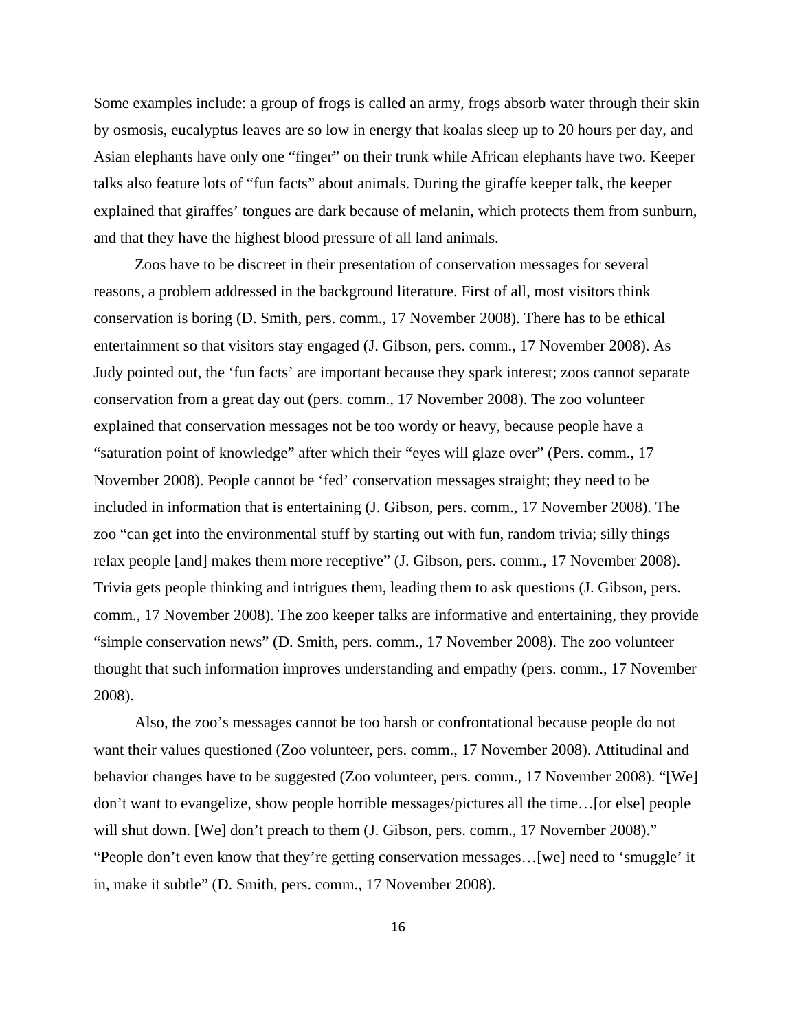Some examples include: a group of frogs is called an army, frogs absorb water through their skin by osmosis, eucalyptus leaves are so low in energy that koalas sleep up to 20 hours per day, and Asian elephants have only one "finger" on their trunk while African elephants have two. Keeper talks also feature lots of "fun facts" about animals. During the giraffe keeper talk, the keeper explained that giraffes' tongues are dark because of melanin, which protects them from sunburn, and that they have the highest blood pressure of all land animals.

Zoos have to be discreet in their presentation of conservation messages for several reasons, a problem addressed in the background literature. First of all, most visitors think conservation is boring (D. Smith, pers. comm., 17 November 2008). There has to be ethical entertainment so that visitors stay engaged (J. Gibson, pers. comm., 17 November 2008). As Judy pointed out, the 'fun facts' are important because they spark interest; zoos cannot separate conservation from a great day out (pers. comm., 17 November 2008). The zoo volunteer explained that conservation messages not be too wordy or heavy, because people have a "saturation point of knowledge" after which their "eyes will glaze over" (Pers. comm., 17 November 2008). People cannot be 'fed' conservation messages straight; they need to be included in information that is entertaining (J. Gibson, pers. comm., 17 November 2008). The zoo "can get into the environmental stuff by starting out with fun, random trivia; silly things relax people [and] makes them more receptive" (J. Gibson, pers. comm., 17 November 2008). Trivia gets people thinking and intrigues them, leading them to ask questions (J. Gibson, pers. comm., 17 November 2008). The zoo keeper talks are informative and entertaining, they provide "simple conservation news" (D. Smith, pers. comm., 17 November 2008). The zoo volunteer thought that such information improves understanding and empathy (pers. comm., 17 November 2008).

Also, the zoo's messages cannot be too harsh or confrontational because people do not want their values questioned (Zoo volunteer, pers. comm., 17 November 2008). Attitudinal and behavior changes have to be suggested (Zoo volunteer, pers. comm., 17 November 2008). "[We] don't want to evangelize, show people horrible messages/pictures all the time…[or else] people will shut down. [We] don't preach to them (J. Gibson, pers. comm., 17 November 2008)." "People don't even know that they're getting conservation messages…[we] need to 'smuggle' it in, make it subtle" (D. Smith, pers. comm., 17 November 2008).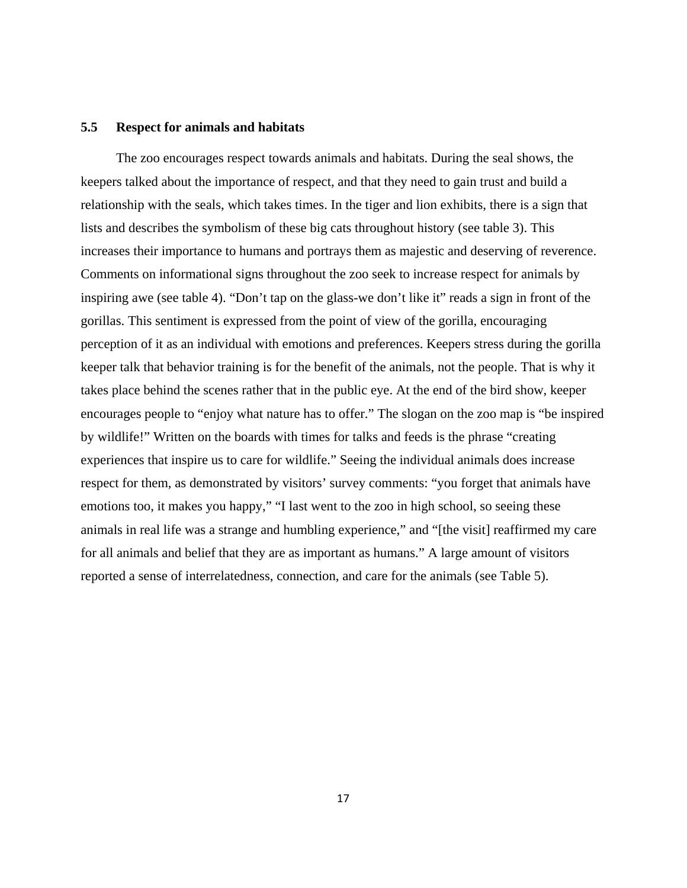## 5.5 Respect for animals and habitats

The zoo encourages respect towards animals and habitats. During the seal shows, the keepers talked about the importance of respect, and that they need to gain trust and build a relationship with the seals, which takes times. In the tiger and lion exhibits, there is a sign that lists and describes the symbolism of these big cats throughout history (see table 3). This increases their importance to humans and portrays them as majestic and deserving of reverence. Comments on informational signs throughout the zoo seek to increase respect for animals by inspiring awe (see table 4). "Don't tap on the glass-we don't like it" reads a sign in front of the gorillas. This sentiment is expressed from the point of view of the gorilla, encouraging perception of it as an individual with emotions and preferences. Keepers stress during the gorilla keeper talk that behavior training is for the benefit of the animals, not the people. That is why it takes place behind the scenes rather that in the public eye. At the end of the bird show, keeper encourages people to "enjoy what nature has to offer." The slogan on the zoo map is "be inspired by wildlife!" Written on the boards with times for talks and feeds is the phrase "creating experiences that inspire us to care for wildlife." Seeing the individual animals does increase respect for them, as demonstrated by visitors' survey comments: "you forget that animals have emotions too, it makes you happy," "I last went to the zoo in high school, so seeing these animals in real life was a strange and humbling experience," and "[the visit] reaffirmed my care for all animals and belief that they are as important as humans." A large amount of visitors reported a sense of interrelatedness, connection, and care for the animals (see Table 5).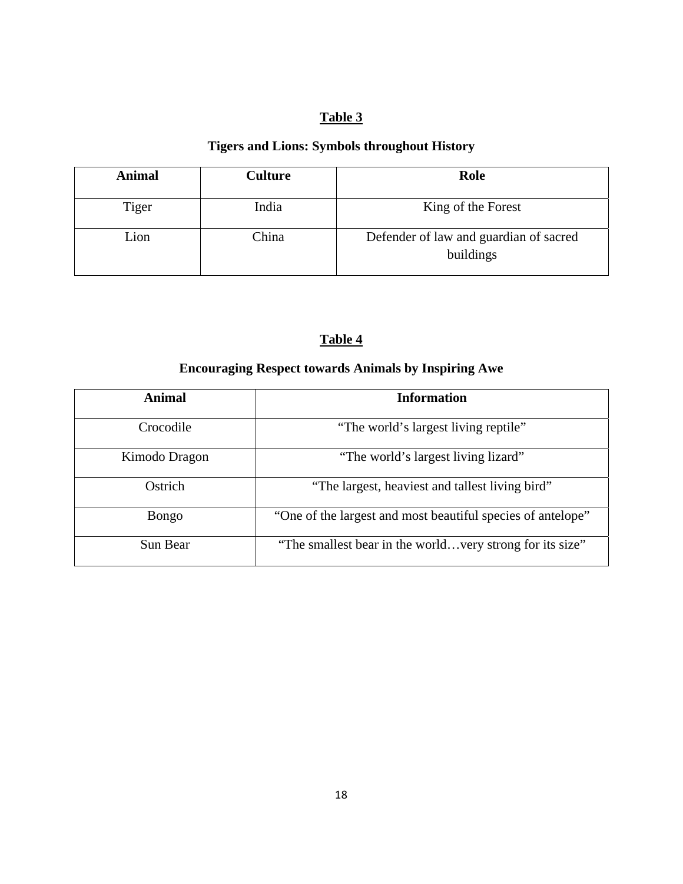**Table 3**

**Tigers and Lions: Symbols throughout History**

| Animal | Culture | Role |
|---|---|---|
| Tiger | India | King of the Forest |
| Lion | China | Defender of law and guardian of sacred buildings |

**Table 4**

**Encouraging Respect towards Animals by Inspiring Awe**

| Animal | Information |
|---|---|
| Crocodile | "The world's largest living reptile" |
| Kimodo Dragon | "The world's largest living lizard" |
| Ostrich | "The largest, heaviest and tallest living bird" |
| Bongo | "One of the largest and most beautiful species of antelope" |
| Sun Bear | "The smallest bear in the world…very strong for its size" |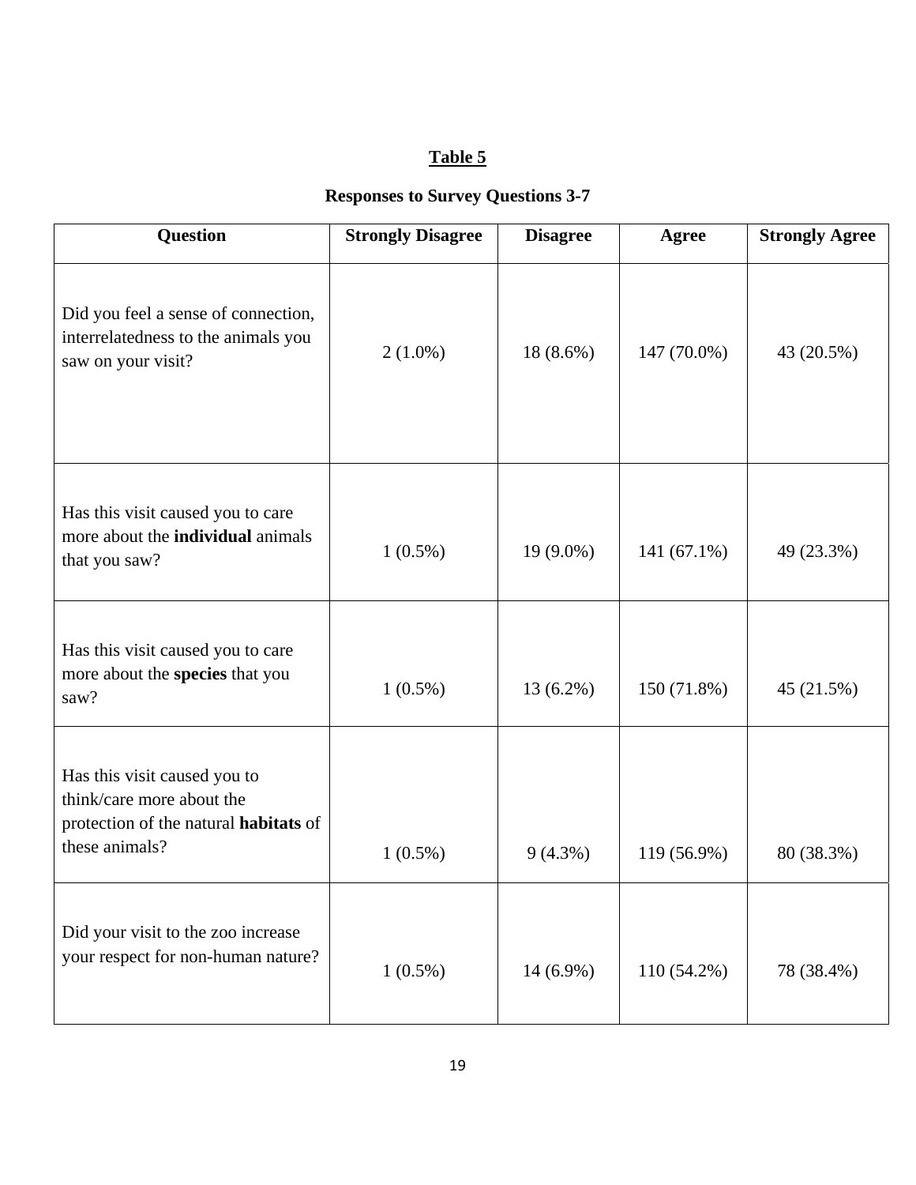## Table 5

**Responses to Survey Questions 3-7**

| Question | Strongly Disagree | Disagree | Agree | Strongly Agree |
|---|---|---|---|---|
| Did you feel a sense of connection, interrelatedness to the animals you saw on your visit? | 2 (1.0%) | 18 (8.6%) | 147 (70.0%) | 43 (20.5%) |
| Has this visit caused you to care more about the **individual** animals that you saw? | 1 (0.5%) | 19 (9.0%) | 141 (67.1%) | 49 (23.3%) |
| Has this visit caused you to care more about the **species** that you saw? | 1 (0.5%) | 13 (6.2%) | 150 (71.8%) | 45 (21.5%) |
| Has this visit caused you to think/care more about the protection of the natural **habitats** of these animals? | 1 (0.5%) | 9 (4.3%) | 119 (56.9%) | 80 (38.3%) |
| Did your visit to the zoo increase your respect for non-human nature? | 1 (0.5%) | 14 (6.9%) | 110 (54.2%) | 78 (38.4%) |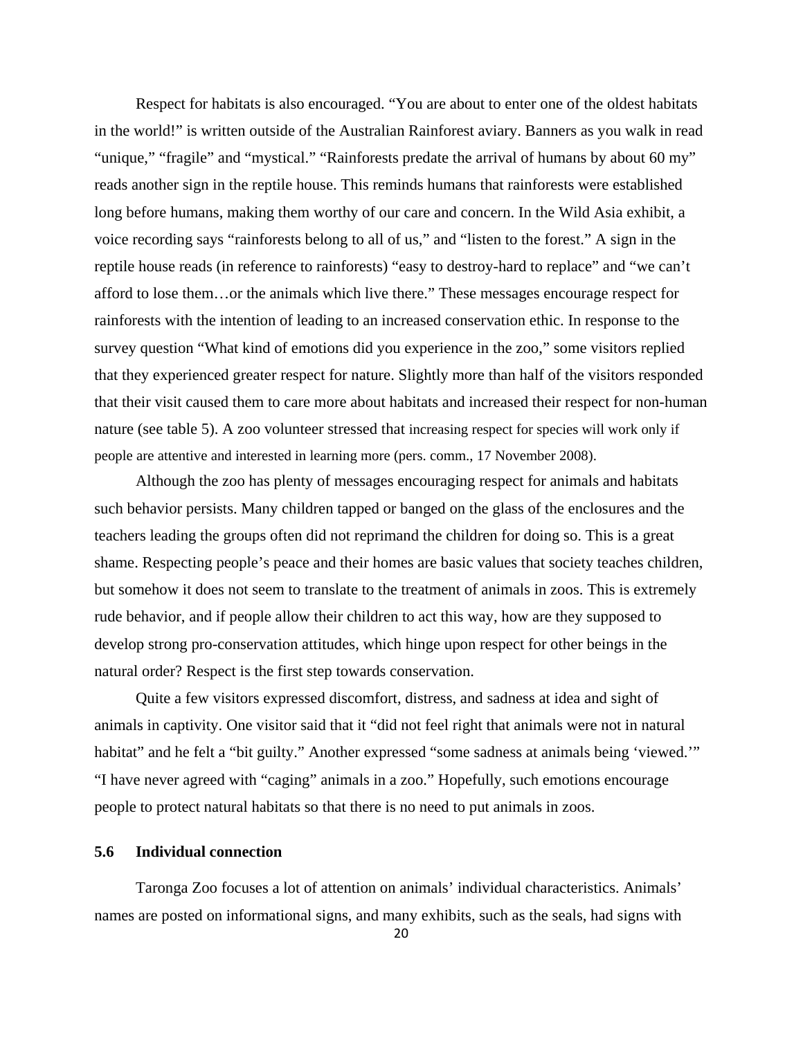Respect for habitats is also encouraged. “You are about to enter one of the oldest habitats in the world!” is written outside of the Australian Rainforest aviary. Banners as you walk in read “unique,” “fragile” and “mystical.” “Rainforests predate the arrival of humans by about 60 my” reads another sign in the reptile house. This reminds humans that rainforests were established long before humans, making them worthy of our care and concern. In the Wild Asia exhibit, a voice recording says “rainforests belong to all of us,” and “listen to the forest.” A sign in the reptile house reads (in reference to rainforests) “easy to destroy-hard to replace” and “we can’t afford to lose them…or the animals which live there.” These messages encourage respect for rainforests with the intention of leading to an increased conservation ethic. In response to the survey question “What kind of emotions did you experience in the zoo,” some visitors replied that they experienced greater respect for nature. Slightly more than half of the visitors responded that their visit caused them to care more about habitats and increased their respect for non-human nature (see table 5). A zoo volunteer stressed that increasing respect for species will work only if people are attentive and interested in learning more (pers. comm., 17 November 2008).

Although the zoo has plenty of messages encouraging respect for animals and habitats such behavior persists. Many children tapped or banged on the glass of the enclosures and the teachers leading the groups often did not reprimand the children for doing so. This is a great shame. Respecting people’s peace and their homes are basic values that society teaches children, but somehow it does not seem to translate to the treatment of animals in zoos. This is extremely rude behavior, and if people allow their children to act this way, how are they supposed to develop strong pro-conservation attitudes, which hinge upon respect for other beings in the natural order? Respect is the first step towards conservation.

Quite a few visitors expressed discomfort, distress, and sadness at idea and sight of animals in captivity. One visitor said that it “did not feel right that animals were not in natural habitat” and he felt a “bit guilty.” Another expressed “some sadness at animals being ‘viewed.’” “I have never agreed with “caging” animals in a zoo.” Hopefully, such emotions encourage people to protect natural habitats so that there is no need to put animals in zoos.

### 5.6 Individual connection

Taronga Zoo focuses a lot of attention on animals’ individual characteristics. Animals’ names are posted on informational signs, and many exhibits, such as the seals, had signs with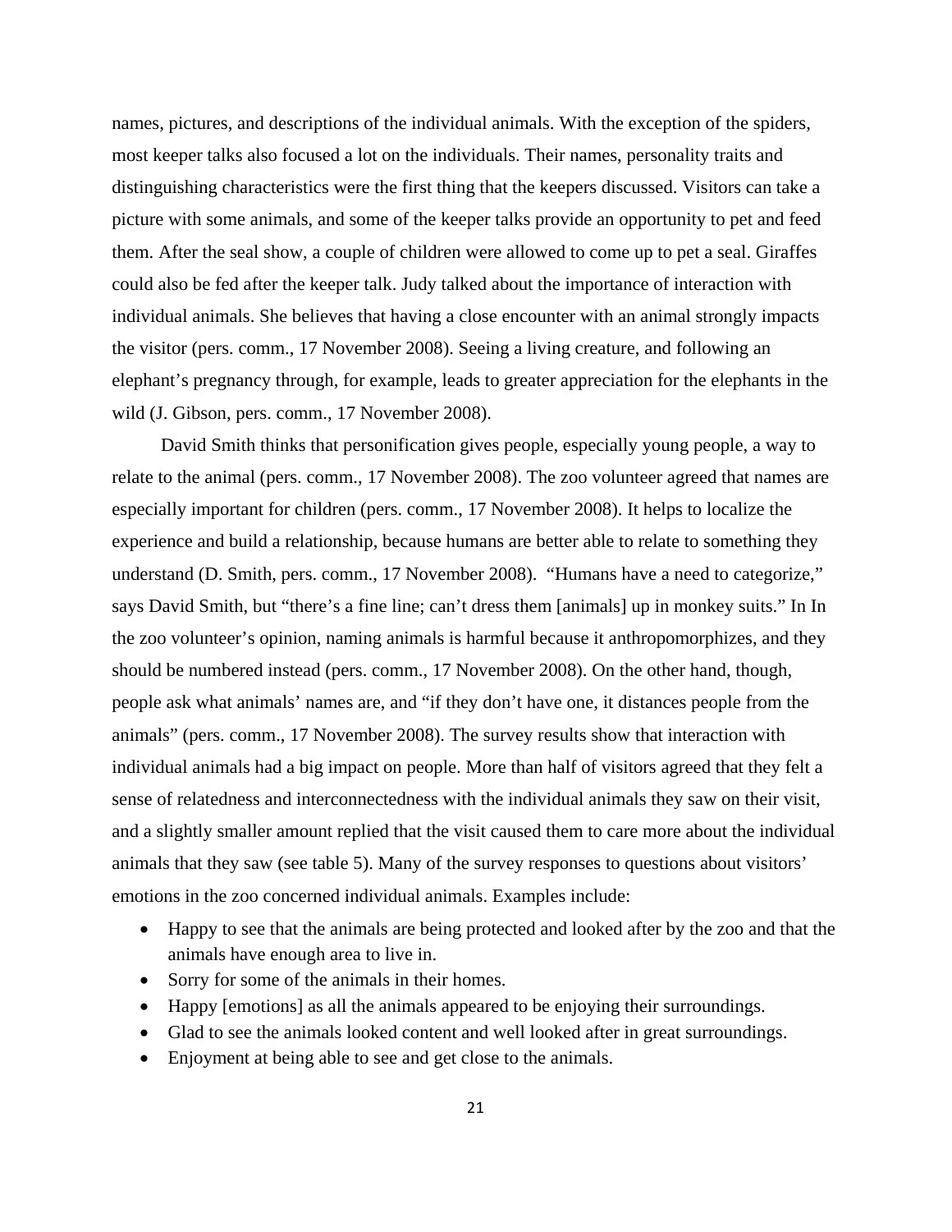names, pictures, and descriptions of the individual animals. With the exception of the spiders, most keeper talks also focused a lot on the individuals. Their names, personality traits and distinguishing characteristics were the first thing that the keepers discussed. Visitors can take a picture with some animals, and some of the keeper talks provide an opportunity to pet and feed them. After the seal show, a couple of children were allowed to come up to pet a seal. Giraffes could also be fed after the keeper talk. Judy talked about the importance of interaction with individual animals. She believes that having a close encounter with an animal strongly impacts the visitor (pers. comm., 17 November 2008). Seeing a living creature, and following an elephant's pregnancy through, for example, leads to greater appreciation for the elephants in the wild (J. Gibson, pers. comm., 17 November 2008).

David Smith thinks that personification gives people, especially young people, a way to relate to the animal (pers. comm., 17 November 2008). The zoo volunteer agreed that names are especially important for children (pers. comm., 17 November 2008). It helps to localize the experience and build a relationship, because humans are better able to relate to something they understand (D. Smith, pers. comm., 17 November 2008). "Humans have a need to categorize," says David Smith, but "there's a fine line; can't dress them [animals] up in monkey suits." In In the zoo volunteer's opinion, naming animals is harmful because it anthropomorphizes, and they should be numbered instead (pers. comm., 17 November 2008). On the other hand, though, people ask what animals' names are, and "if they don't have one, it distances people from the animals" (pers. comm., 17 November 2008). The survey results show that interaction with individual animals had a big impact on people. More than half of visitors agreed that they felt a sense of relatedness and interconnectedness with the individual animals they saw on their visit, and a slightly smaller amount replied that the visit caused them to care more about the individual animals that they saw (see table 5). Many of the survey responses to questions about visitors' emotions in the zoo concerned individual animals. Examples include:

- Happy to see that the animals are being protected and looked after by the zoo and that the animals have enough area to live in.
- Sorry for some of the animals in their homes.
- Happy [emotions] as all the animals appeared to be enjoying their surroundings.
- Glad to see the animals looked content and well looked after in great surroundings.
- Enjoyment at being able to see and get close to the animals.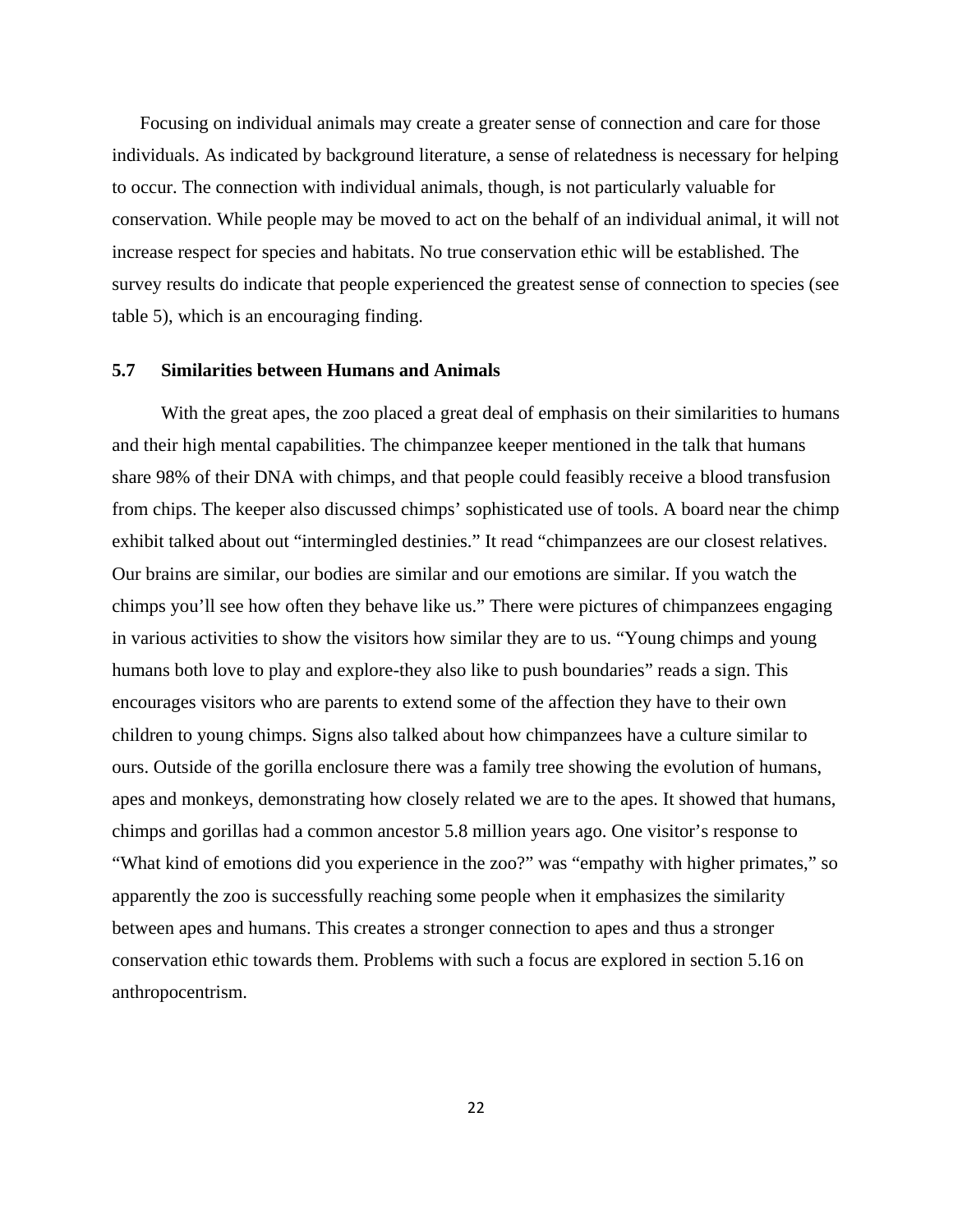Focusing on individual animals may create a greater sense of connection and care for those individuals. As indicated by background literature, a sense of relatedness is necessary for helping to occur. The connection with individual animals, though, is not particularly valuable for conservation. While people may be moved to act on the behalf of an individual animal, it will not increase respect for species and habitats. No true conservation ethic will be established. The survey results do indicate that people experienced the greatest sense of connection to species (see table 5), which is an encouraging finding.

### 5.7 Similarities between Humans and Animals

With the great apes, the zoo placed a great deal of emphasis on their similarities to humans and their high mental capabilities. The chimpanzee keeper mentioned in the talk that humans share 98% of their DNA with chimps, and that people could feasibly receive a blood transfusion from chips. The keeper also discussed chimps' sophisticated use of tools. A board near the chimp exhibit talked about out "intermingled destinies." It read "chimpanzees are our closest relatives. Our brains are similar, our bodies are similar and our emotions are similar. If you watch the chimps you'll see how often they behave like us." There were pictures of chimpanzees engaging in various activities to show the visitors how similar they are to us. "Young chimps and young humans both love to play and explore-they also like to push boundaries" reads a sign. This encourages visitors who are parents to extend some of the affection they have to their own children to young chimps. Signs also talked about how chimpanzees have a culture similar to ours. Outside of the gorilla enclosure there was a family tree showing the evolution of humans, apes and monkeys, demonstrating how closely related we are to the apes. It showed that humans, chimps and gorillas had a common ancestor 5.8 million years ago. One visitor's response to "What kind of emotions did you experience in the zoo?" was "empathy with higher primates," so apparently the zoo is successfully reaching some people when it emphasizes the similarity between apes and humans. This creates a stronger connection to apes and thus a stronger conservation ethic towards them. Problems with such a focus are explored in section 5.16 on anthropocentrism.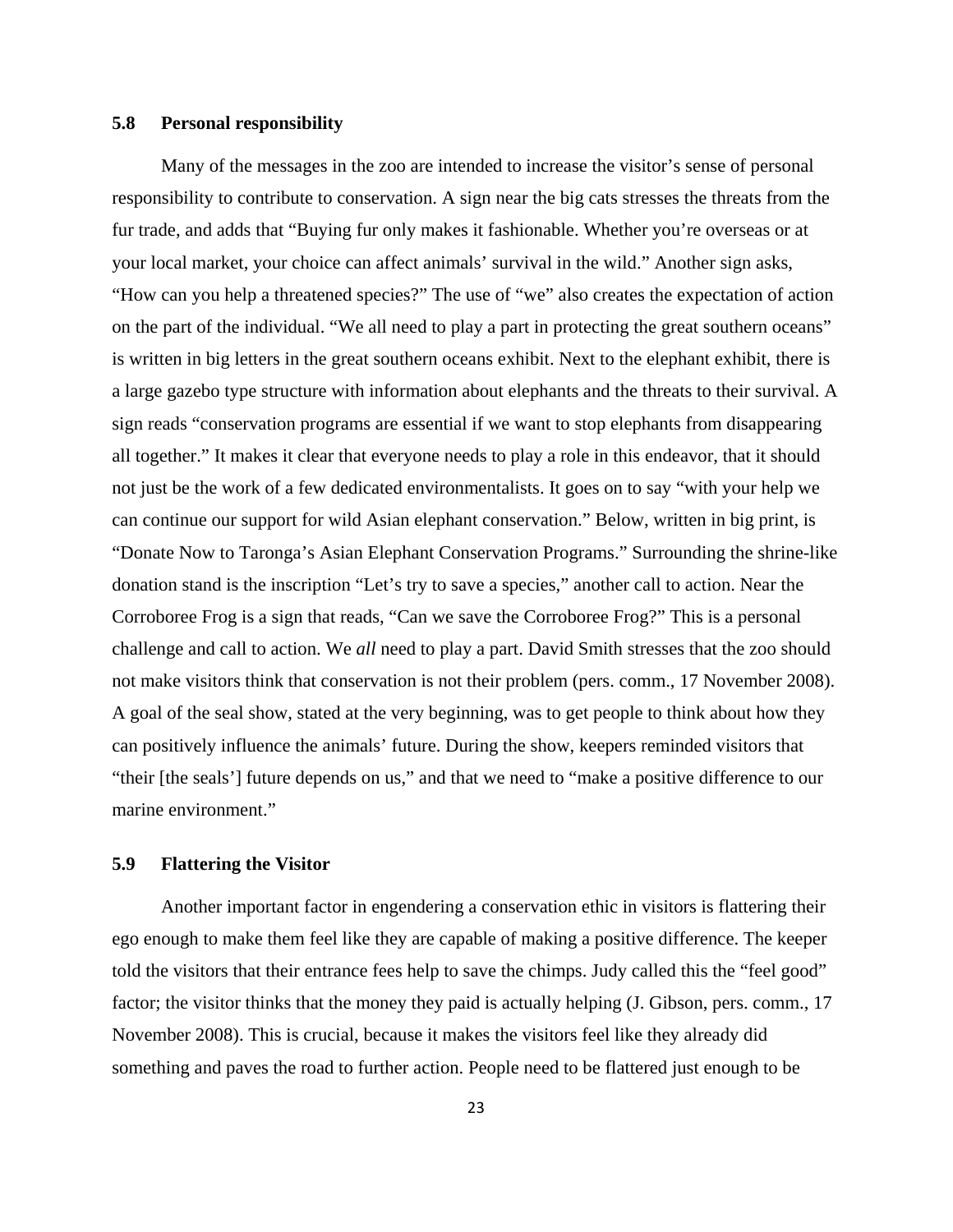### 5.8 Personal responsibility

Many of the messages in the zoo are intended to increase the visitor's sense of personal responsibility to contribute to conservation. A sign near the big cats stresses the threats from the fur trade, and adds that "Buying fur only makes it fashionable. Whether you're overseas or at your local market, your choice can affect animals' survival in the wild." Another sign asks, "How can you help a threatened species?" The use of "we" also creates the expectation of action on the part of the individual. "We all need to play a part in protecting the great southern oceans" is written in big letters in the great southern oceans exhibit. Next to the elephant exhibit, there is a large gazebo type structure with information about elephants and the threats to their survival. A sign reads "conservation programs are essential if we want to stop elephants from disappearing all together." It makes it clear that everyone needs to play a role in this endeavor, that it should not just be the work of a few dedicated environmentalists. It goes on to say "with your help we can continue our support for wild Asian elephant conservation." Below, written in big print, is "Donate Now to Taronga's Asian Elephant Conservation Programs." Surrounding the shrine-like donation stand is the inscription "Let's try to save a species," another call to action. Near the Corroboree Frog is a sign that reads, "Can we save the Corroboree Frog?" This is a personal challenge and call to action. We *all* need to play a part. David Smith stresses that the zoo should not make visitors think that conservation is not their problem (pers. comm., 17 November 2008). A goal of the seal show, stated at the very beginning, was to get people to think about how they can positively influence the animals' future. During the show, keepers reminded visitors that "their [the seals'] future depends on us," and that we need to "make a positive difference to our marine environment."

### 5.9 Flattering the Visitor

Another important factor in engendering a conservation ethic in visitors is flattering their ego enough to make them feel like they are capable of making a positive difference. The keeper told the visitors that their entrance fees help to save the chimps. Judy called this the "feel good" factor; the visitor thinks that the money they paid is actually helping (J. Gibson, pers. comm., 17 November 2008). This is crucial, because it makes the visitors feel like they already did something and paves the road to further action. People need to be flattered just enough to be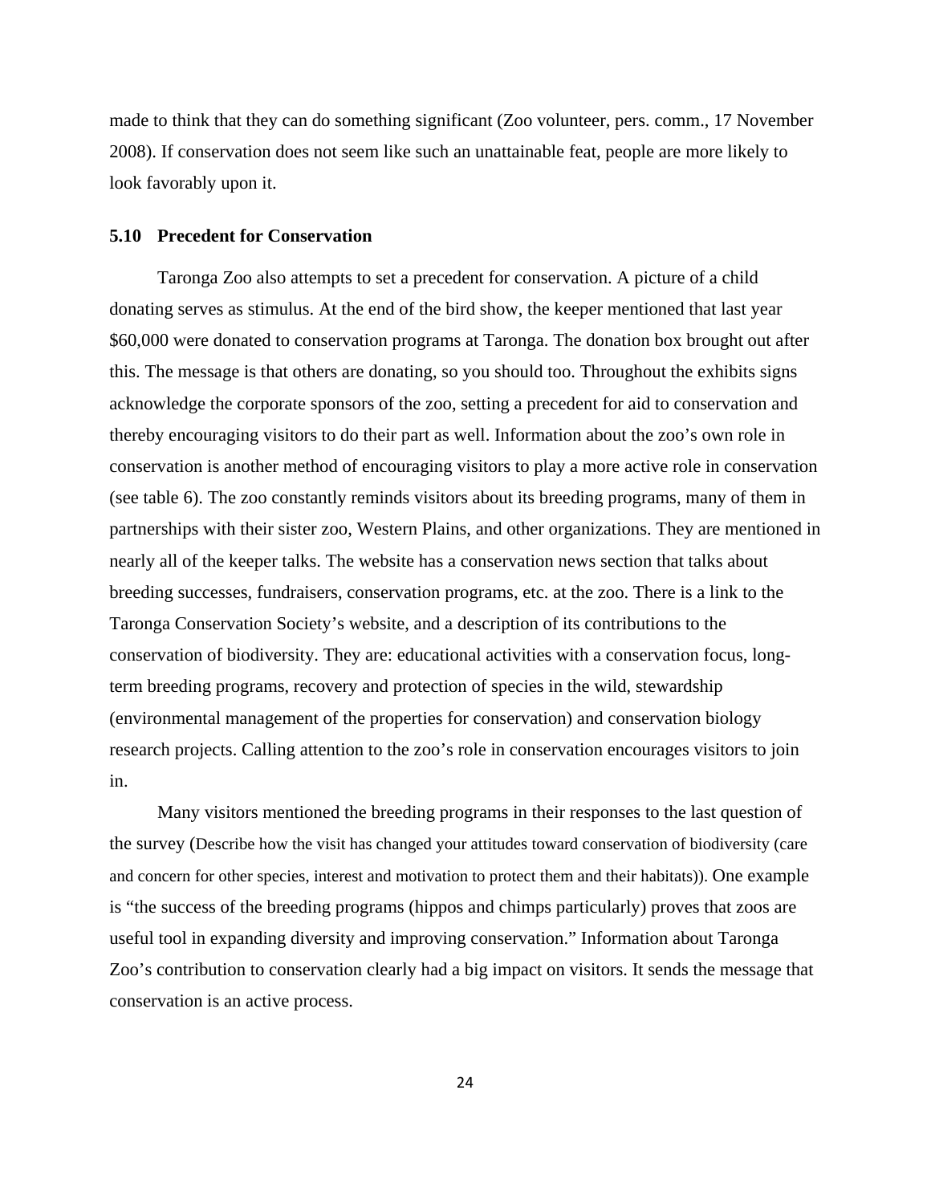made to think that they can do something significant (Zoo volunteer, pers. comm., 17 November 2008). If conservation does not seem like such an unattainable feat, people are more likely to look favorably upon it.

### 5.10 Precedent for Conservation

Taronga Zoo also attempts to set a precedent for conservation. A picture of a child donating serves as stimulus. At the end of the bird show, the keeper mentioned that last year $60,000 were donated to conservation programs at Taronga. The donation box brought out after this. The message is that others are donating, so you should too. Throughout the exhibits signs acknowledge the corporate sponsors of the zoo, setting a precedent for aid to conservation and thereby encouraging visitors to do their part as well. Information about the zoo's own role in conservation is another method of encouraging visitors to play a more active role in conservation (see table 6). The zoo constantly reminds visitors about its breeding programs, many of them in partnerships with their sister zoo, Western Plains, and other organizations. They are mentioned in nearly all of the keeper talks. The website has a conservation news section that talks about breeding successes, fundraisers, conservation programs, etc. at the zoo. There is a link to the Taronga Conservation Society's website, and a description of its contributions to the conservation of biodiversity. They are: educational activities with a conservation focus, long-term breeding programs, recovery and protection of species in the wild, stewardship (environmental management of the properties for conservation) and conservation biology research projects. Calling attention to the zoo's role in conservation encourages visitors to join in.

Many visitors mentioned the breeding programs in their responses to the last question of the survey (Describe how the visit has changed your attitudes toward conservation of biodiversity (care and concern for other species, interest and motivation to protect them and their habitats)). One example is "the success of the breeding programs (hippos and chimps particularly) proves that zoos are useful tool in expanding diversity and improving conservation." Information about Taronga Zoo's contribution to conservation clearly had a big impact on visitors. It sends the message that conservation is an active process.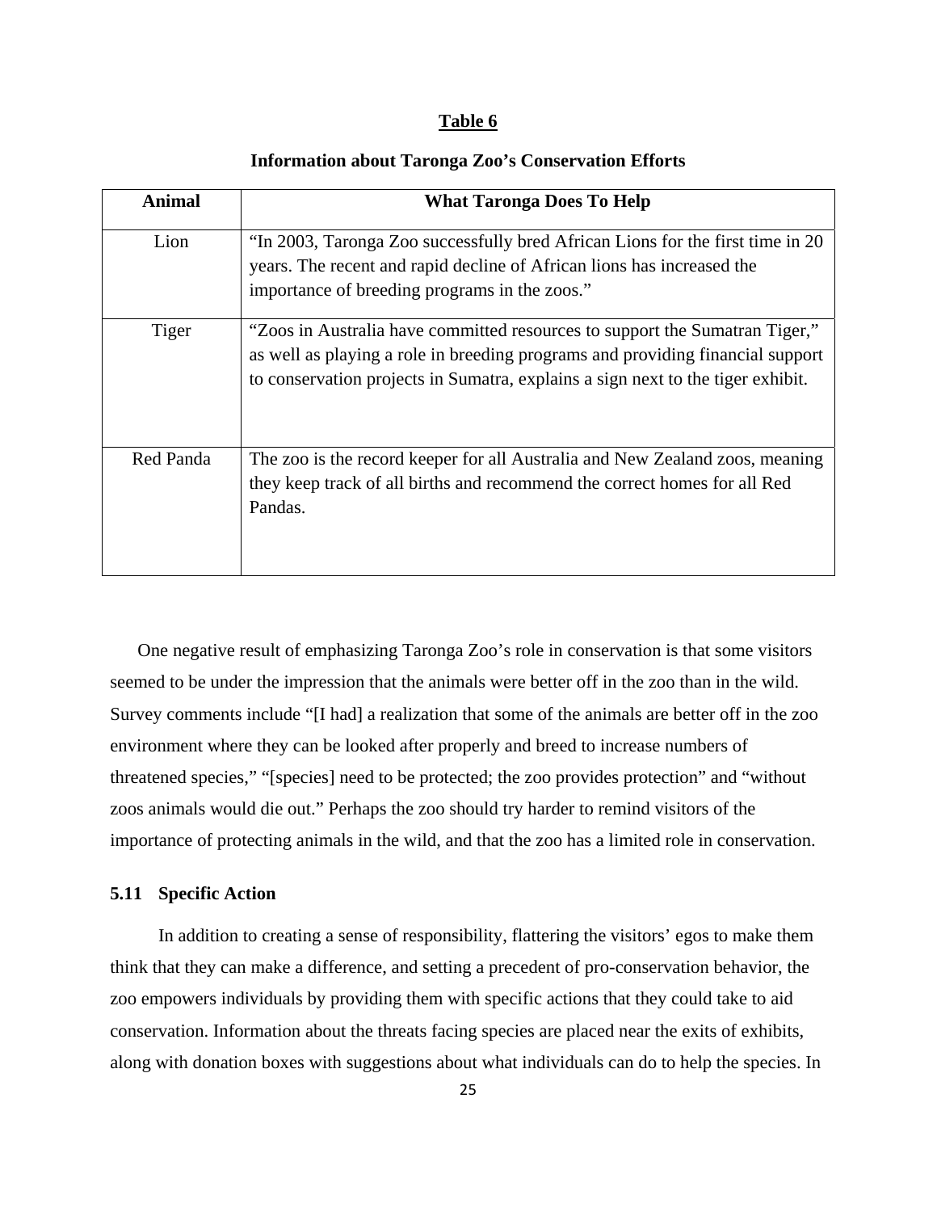**Table 6**

**Information about Taronga Zoo's Conservation Efforts**

| Animal | What Taronga Does To Help |
|---|---|
| Lion | "In 2003, Taronga Zoo successfully bred African Lions for the first time in 20 years. The recent and rapid decline of African lions has increased the importance of breeding programs in the zoos." |
| Tiger | "Zoos in Australia have committed resources to support the Sumatran Tiger," as well as playing a role in breeding programs and providing financial support to conservation projects in Sumatra, explains a sign next to the tiger exhibit. |
| Red Panda | The zoo is the record keeper for all Australia and New Zealand zoos, meaning they keep track of all births and recommend the correct homes for all Red Pandas. |

One negative result of emphasizing Taronga Zoo's role in conservation is that some visitors seemed to be under the impression that the animals were better off in the zoo than in the wild. Survey comments include "[I had] a realization that some of the animals are better off in the zoo environment where they can be looked after properly and breed to increase numbers of threatened species," "[species] need to be protected; the zoo provides protection" and "without zoos animals would die out." Perhaps the zoo should try harder to remind visitors of the importance of protecting animals in the wild, and that the zoo has a limited role in conservation.

### 5.11 Specific Action

In addition to creating a sense of responsibility, flattering the visitors' egos to make them think that they can make a difference, and setting a precedent of pro-conservation behavior, the zoo empowers individuals by providing them with specific actions that they could take to aid conservation. Information about the threats facing species are placed near the exits of exhibits, along with donation boxes with suggestions about what individuals can do to help the species. In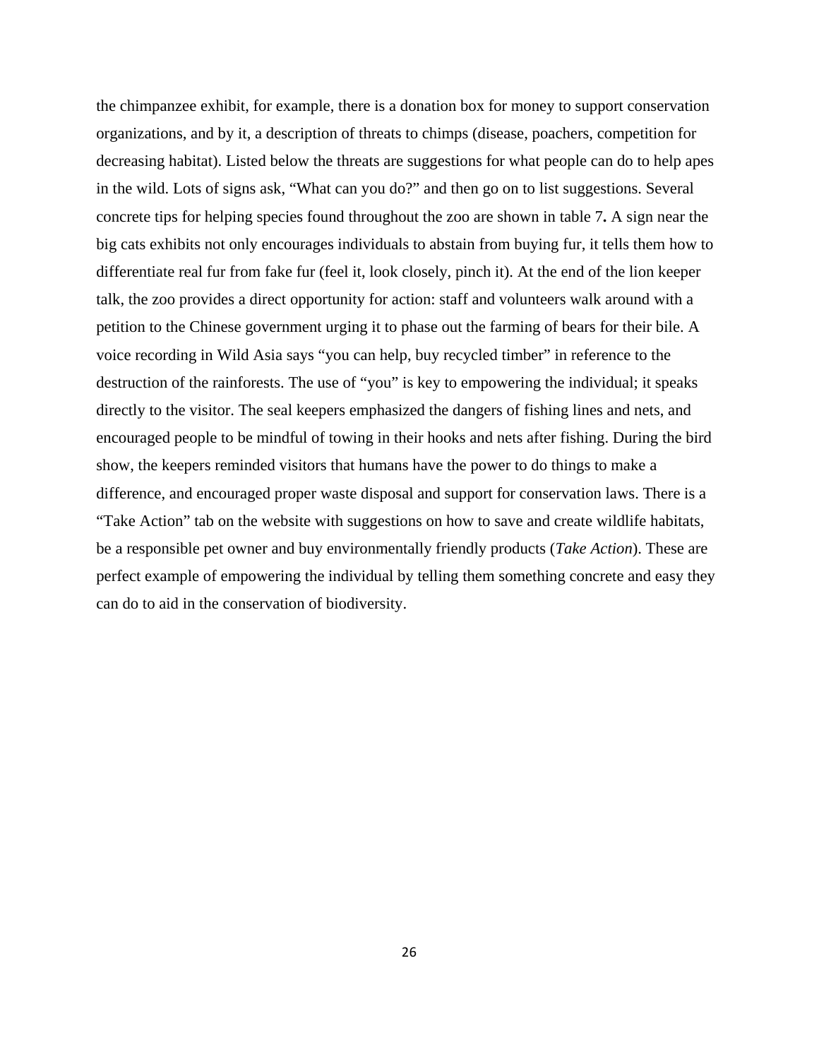the chimpanzee exhibit, for example, there is a donation box for money to support conservation organizations, and by it, a description of threats to chimps (disease, poachers, competition for decreasing habitat). Listed below the threats are suggestions for what people can do to help apes in the wild. Lots of signs ask, “What can you do?” and then go on to list suggestions. Several concrete tips for helping species found throughout the zoo are shown in table 7**.** A sign near the big cats exhibits not only encourages individuals to abstain from buying fur, it tells them how to differentiate real fur from fake fur (feel it, look closely, pinch it). At the end of the lion keeper talk, the zoo provides a direct opportunity for action: staff and volunteers walk around with a petition to the Chinese government urging it to phase out the farming of bears for their bile. A voice recording in Wild Asia says “you can help, buy recycled timber” in reference to the destruction of the rainforests. The use of “you” is key to empowering the individual; it speaks directly to the visitor. The seal keepers emphasized the dangers of fishing lines and nets, and encouraged people to be mindful of towing in their hooks and nets after fishing. During the bird show, the keepers reminded visitors that humans have the power to do things to make a difference, and encouraged proper waste disposal and support for conservation laws. There is a “Take Action” tab on the website with suggestions on how to save and create wildlife habitats, be a responsible pet owner and buy environmentally friendly products (*Take Action*). These are perfect example of empowering the individual by telling them something concrete and easy they can do to aid in the conservation of biodiversity.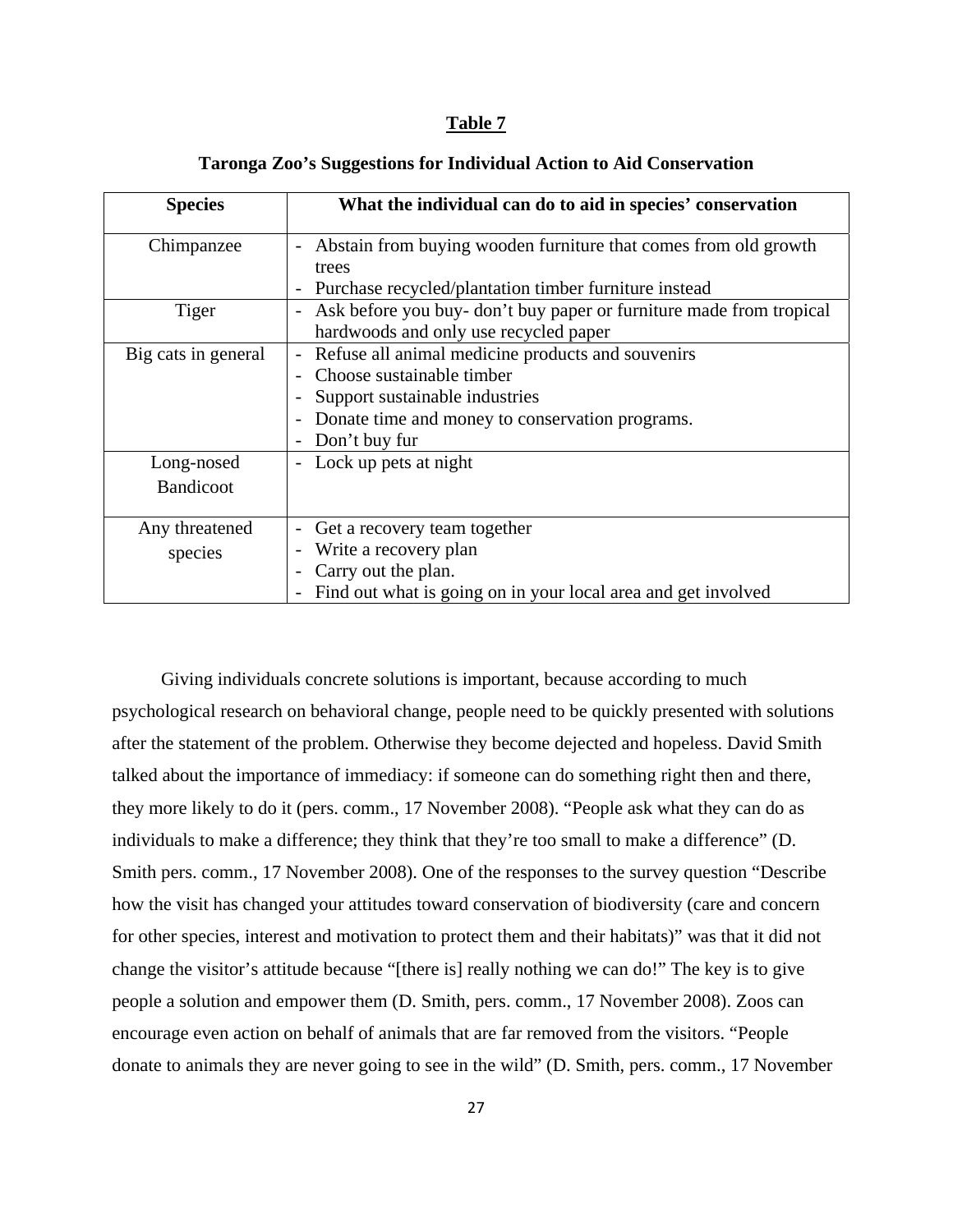**Table 7**

**Taronga Zoo's Suggestions for Individual Action to Aid Conservation**

| Species | What the individual can do to aid in species' conservation |
|---|---|
| Chimpanzee | - Abstain from buying wooden furniture that comes from old growth trees<br>- Purchase recycled/plantation timber furniture instead |
| Tiger | - Ask before you buy- don't buy paper or furniture made from tropical hardwoods and only use recycled paper |
| Big cats in general | - Refuse all animal medicine products and souvenirs<br>- Choose sustainable timber<br>- Support sustainable industries<br>- Donate time and money to conservation programs.<br>- Don't buy fur |
| Long-nosed Bandicoot | - Lock up pets at night |
| Any threatened species | - Get a recovery team together<br>- Write a recovery plan<br>- Carry out the plan.<br>- Find out what is going on in your local area and get involved |

Giving individuals concrete solutions is important, because according to much psychological research on behavioral change, people need to be quickly presented with solutions after the statement of the problem. Otherwise they become dejected and hopeless. David Smith talked about the importance of immediacy: if someone can do something right then and there, they more likely to do it (pers. comm., 17 November 2008). "People ask what they can do as individuals to make a difference; they think that they're too small to make a difference" (D. Smith pers. comm., 17 November 2008). One of the responses to the survey question "Describe how the visit has changed your attitudes toward conservation of biodiversity (care and concern for other species, interest and motivation to protect them and their habitats)" was that it did not change the visitor's attitude because "[there is] really nothing we can do!" The key is to give people a solution and empower them (D. Smith, pers. comm., 17 November 2008). Zoos can encourage even action on behalf of animals that are far removed from the visitors. "People donate to animals they are never going to see in the wild" (D. Smith, pers. comm., 17 November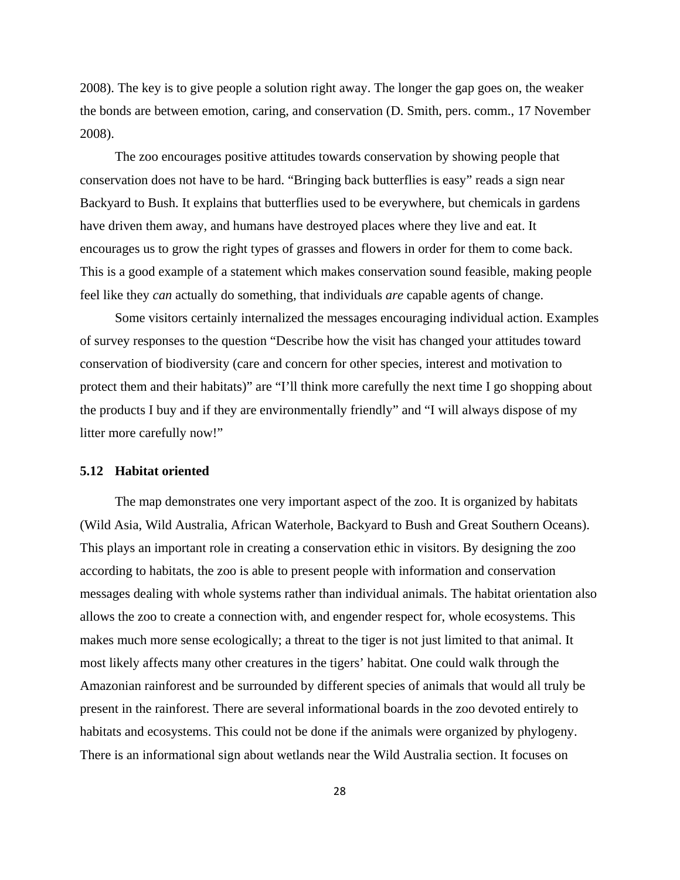2008). The key is to give people a solution right away. The longer the gap goes on, the weaker the bonds are between emotion, caring, and conservation (D. Smith, pers. comm., 17 November 2008).

The zoo encourages positive attitudes towards conservation by showing people that conservation does not have to be hard. "Bringing back butterflies is easy" reads a sign near Backyard to Bush. It explains that butterflies used to be everywhere, but chemicals in gardens have driven them away, and humans have destroyed places where they live and eat. It encourages us to grow the right types of grasses and flowers in order for them to come back. This is a good example of a statement which makes conservation sound feasible, making people feel like they *can* actually do something, that individuals *are* capable agents of change.

Some visitors certainly internalized the messages encouraging individual action. Examples of survey responses to the question "Describe how the visit has changed your attitudes toward conservation of biodiversity (care and concern for other species, interest and motivation to protect them and their habitats)" are "I'll think more carefully the next time I go shopping about the products I buy and if they are environmentally friendly" and "I will always dispose of my litter more carefully now!"

### 5.12 Habitat oriented

The map demonstrates one very important aspect of the zoo. It is organized by habitats (Wild Asia, Wild Australia, African Waterhole, Backyard to Bush and Great Southern Oceans). This plays an important role in creating a conservation ethic in visitors. By designing the zoo according to habitats, the zoo is able to present people with information and conservation messages dealing with whole systems rather than individual animals. The habitat orientation also allows the zoo to create a connection with, and engender respect for, whole ecosystems. This makes much more sense ecologically; a threat to the tiger is not just limited to that animal. It most likely affects many other creatures in the tigers' habitat. One could walk through the Amazonian rainforest and be surrounded by different species of animals that would all truly be present in the rainforest. There are several informational boards in the zoo devoted entirely to habitats and ecosystems. This could not be done if the animals were organized by phylogeny. There is an informational sign about wetlands near the Wild Australia section. It focuses on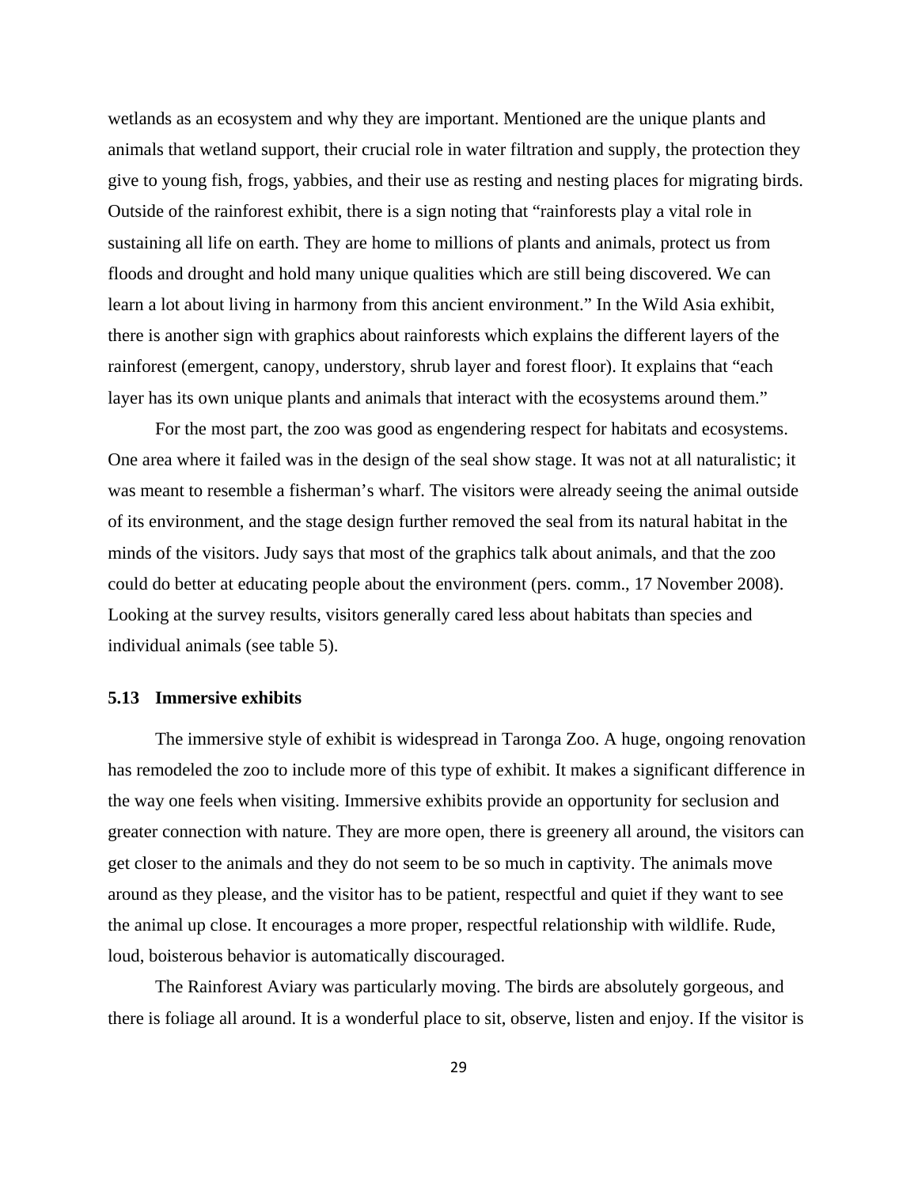wetlands as an ecosystem and why they are important. Mentioned are the unique plants and animals that wetland support, their crucial role in water filtration and supply, the protection they give to young fish, frogs, yabbies, and their use as resting and nesting places for migrating birds. Outside of the rainforest exhibit, there is a sign noting that "rainforests play a vital role in sustaining all life on earth. They are home to millions of plants and animals, protect us from floods and drought and hold many unique qualities which are still being discovered. We can learn a lot about living in harmony from this ancient environment." In the Wild Asia exhibit, there is another sign with graphics about rainforests which explains the different layers of the rainforest (emergent, canopy, understory, shrub layer and forest floor). It explains that "each layer has its own unique plants and animals that interact with the ecosystems around them."

For the most part, the zoo was good as engendering respect for habitats and ecosystems. One area where it failed was in the design of the seal show stage. It was not at all naturalistic; it was meant to resemble a fisherman's wharf. The visitors were already seeing the animal outside of its environment, and the stage design further removed the seal from its natural habitat in the minds of the visitors. Judy says that most of the graphics talk about animals, and that the zoo could do better at educating people about the environment (pers. comm., 17 November 2008). Looking at the survey results, visitors generally cared less about habitats than species and individual animals (see table 5).

### 5.13 Immersive exhibits

The immersive style of exhibit is widespread in Taronga Zoo. A huge, ongoing renovation has remodeled the zoo to include more of this type of exhibit. It makes a significant difference in the way one feels when visiting. Immersive exhibits provide an opportunity for seclusion and greater connection with nature. They are more open, there is greenery all around, the visitors can get closer to the animals and they do not seem to be so much in captivity. The animals move around as they please, and the visitor has to be patient, respectful and quiet if they want to see the animal up close. It encourages a more proper, respectful relationship with wildlife. Rude, loud, boisterous behavior is automatically discouraged.

The Rainforest Aviary was particularly moving. The birds are absolutely gorgeous, and there is foliage all around. It is a wonderful place to sit, observe, listen and enjoy. If the visitor is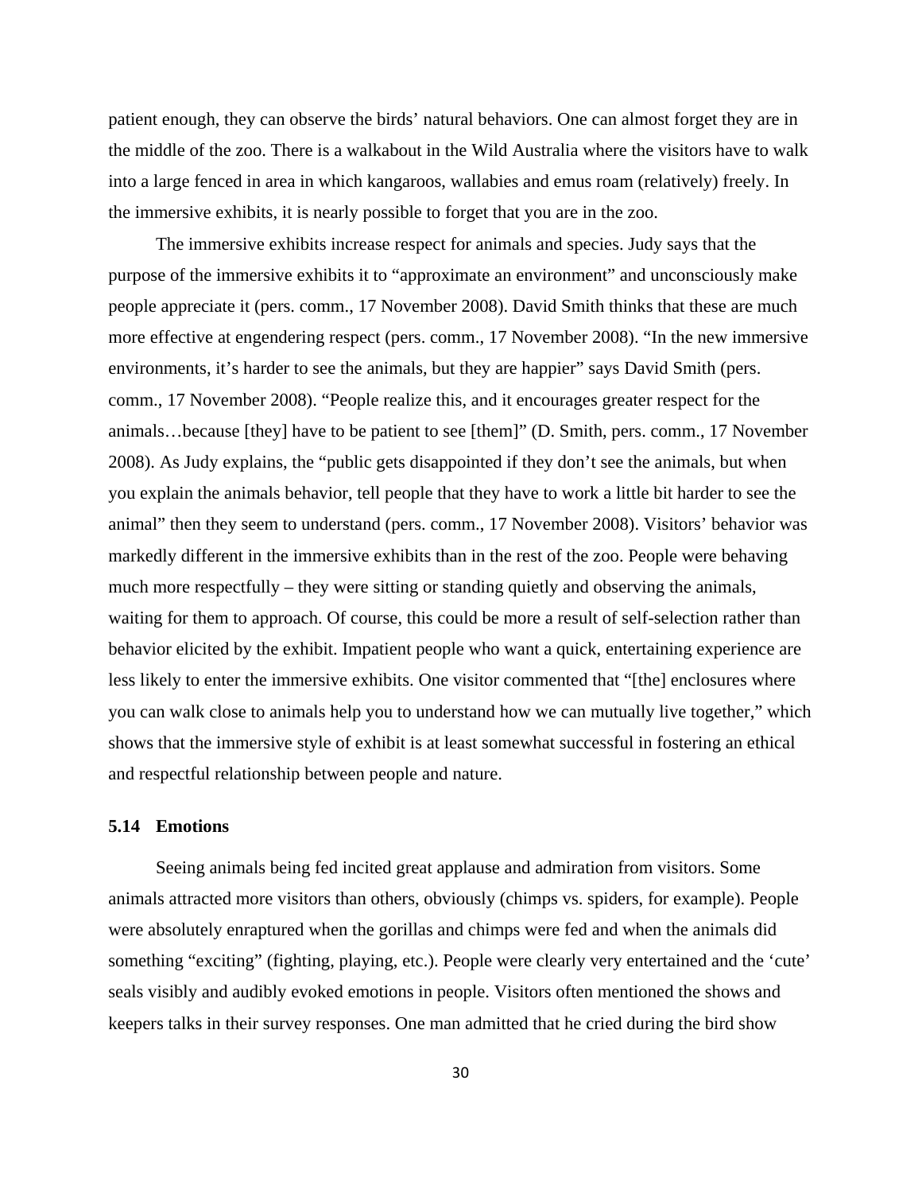patient enough, they can observe the birds' natural behaviors. One can almost forget they are in the middle of the zoo. There is a walkabout in the Wild Australia where the visitors have to walk into a large fenced in area in which kangaroos, wallabies and emus roam (relatively) freely. In the immersive exhibits, it is nearly possible to forget that you are in the zoo.

The immersive exhibits increase respect for animals and species. Judy says that the purpose of the immersive exhibits it to "approximate an environment" and unconsciously make people appreciate it (pers. comm., 17 November 2008). David Smith thinks that these are much more effective at engendering respect (pers. comm., 17 November 2008). "In the new immersive environments, it's harder to see the animals, but they are happier" says David Smith (pers. comm., 17 November 2008). "People realize this, and it encourages greater respect for the animals…because [they] have to be patient to see [them]" (D. Smith, pers. comm., 17 November 2008). As Judy explains, the "public gets disappointed if they don't see the animals, but when you explain the animals behavior, tell people that they have to work a little bit harder to see the animal" then they seem to understand (pers. comm., 17 November 2008). Visitors' behavior was markedly different in the immersive exhibits than in the rest of the zoo. People were behaving much more respectfully – they were sitting or standing quietly and observing the animals, waiting for them to approach. Of course, this could be more a result of self-selection rather than behavior elicited by the exhibit. Impatient people who want a quick, entertaining experience are less likely to enter the immersive exhibits. One visitor commented that "[the] enclosures where you can walk close to animals help you to understand how we can mutually live together," which shows that the immersive style of exhibit is at least somewhat successful in fostering an ethical and respectful relationship between people and nature.

### 5.14 Emotions

Seeing animals being fed incited great applause and admiration from visitors. Some animals attracted more visitors than others, obviously (chimps vs. spiders, for example). People were absolutely enraptured when the gorillas and chimps were fed and when the animals did something "exciting" (fighting, playing, etc.). People were clearly very entertained and the 'cute' seals visibly and audibly evoked emotions in people. Visitors often mentioned the shows and keepers talks in their survey responses. One man admitted that he cried during the bird show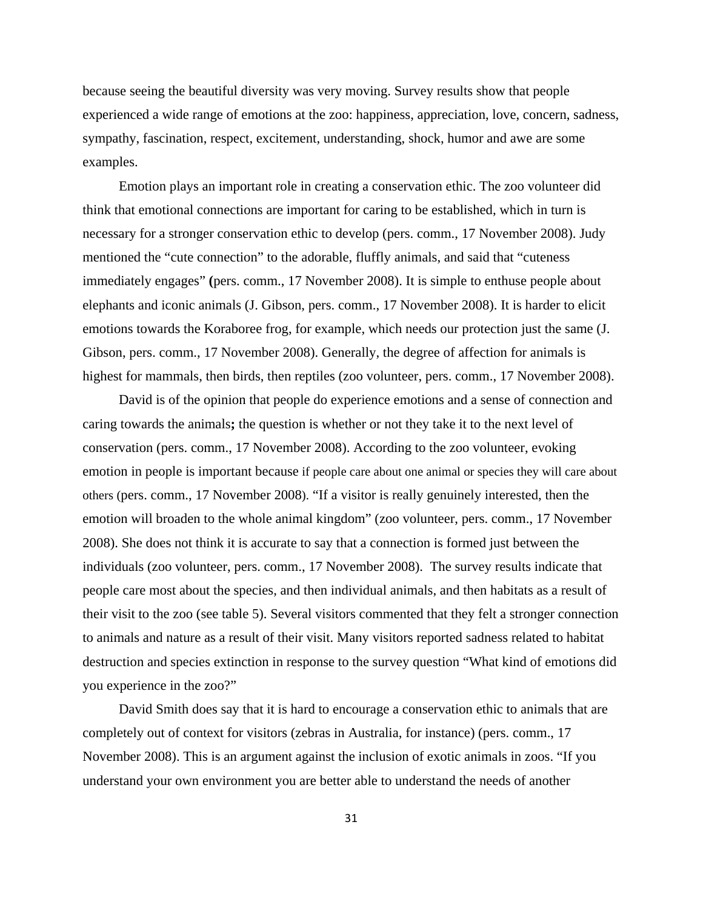because seeing the beautiful diversity was very moving. Survey results show that people experienced a wide range of emotions at the zoo: happiness, appreciation, love, concern, sadness, sympathy, fascination, respect, excitement, understanding, shock, humor and awe are some examples.

Emotion plays an important role in creating a conservation ethic. The zoo volunteer did think that emotional connections are important for caring to be established, which in turn is necessary for a stronger conservation ethic to develop (pers. comm., 17 November 2008). Judy mentioned the "cute connection" to the adorable, fluffly animals, and said that "cuteness immediately engages" **(**pers. comm., 17 November 2008). It is simple to enthuse people about elephants and iconic animals (J. Gibson, pers. comm., 17 November 2008). It is harder to elicit emotions towards the Koraboree frog, for example, which needs our protection just the same (J. Gibson, pers. comm., 17 November 2008). Generally, the degree of affection for animals is highest for mammals, then birds, then reptiles (zoo volunteer, pers. comm., 17 November 2008).

David is of the opinion that people do experience emotions and a sense of connection and caring towards the animals**;** the question is whether or not they take it to the next level of conservation (pers. comm., 17 November 2008). According to the zoo volunteer, evoking emotion in people is important because if people care about one animal or species they will care about others (pers. comm., 17 November 2008). "If a visitor is really genuinely interested, then the emotion will broaden to the whole animal kingdom" (zoo volunteer, pers. comm., 17 November 2008). She does not think it is accurate to say that a connection is formed just between the individuals (zoo volunteer, pers. comm., 17 November 2008). The survey results indicate that people care most about the species, and then individual animals, and then habitats as a result of their visit to the zoo (see table 5). Several visitors commented that they felt a stronger connection to animals and nature as a result of their visit. Many visitors reported sadness related to habitat destruction and species extinction in response to the survey question "What kind of emotions did you experience in the zoo?"

David Smith does say that it is hard to encourage a conservation ethic to animals that are completely out of context for visitors (zebras in Australia, for instance) (pers. comm., 17 November 2008). This is an argument against the inclusion of exotic animals in zoos. "If you understand your own environment you are better able to understand the needs of another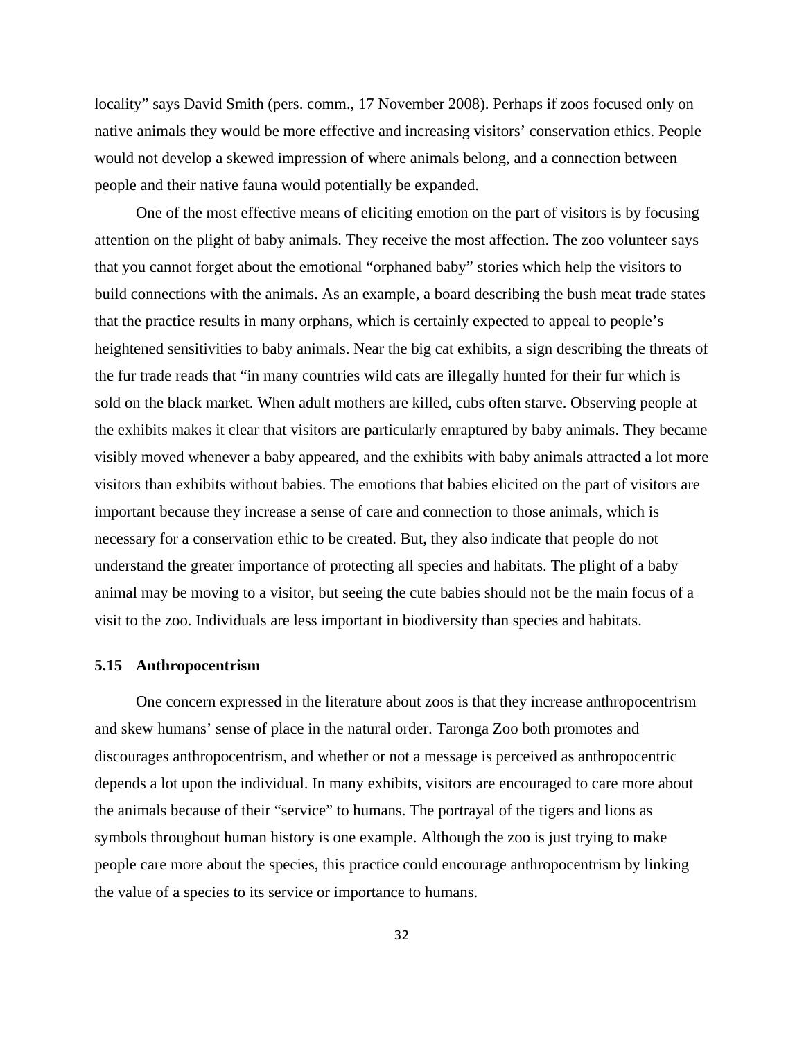locality" says David Smith (pers. comm., 17 November 2008). Perhaps if zoos focused only on native animals they would be more effective and increasing visitors' conservation ethics. People would not develop a skewed impression of where animals belong, and a connection between people and their native fauna would potentially be expanded.

One of the most effective means of eliciting emotion on the part of visitors is by focusing attention on the plight of baby animals. They receive the most affection. The zoo volunteer says that you cannot forget about the emotional "orphaned baby" stories which help the visitors to build connections with the animals. As an example, a board describing the bush meat trade states that the practice results in many orphans, which is certainly expected to appeal to people's heightened sensitivities to baby animals. Near the big cat exhibits, a sign describing the threats of the fur trade reads that "in many countries wild cats are illegally hunted for their fur which is sold on the black market. When adult mothers are killed, cubs often starve. Observing people at the exhibits makes it clear that visitors are particularly enraptured by baby animals. They became visibly moved whenever a baby appeared, and the exhibits with baby animals attracted a lot more visitors than exhibits without babies. The emotions that babies elicited on the part of visitors are important because they increase a sense of care and connection to those animals, which is necessary for a conservation ethic to be created. But, they also indicate that people do not understand the greater importance of protecting all species and habitats. The plight of a baby animal may be moving to a visitor, but seeing the cute babies should not be the main focus of a visit to the zoo. Individuals are less important in biodiversity than species and habitats.

### 5.15 Anthropocentrism

One concern expressed in the literature about zoos is that they increase anthropocentrism and skew humans' sense of place in the natural order. Taronga Zoo both promotes and discourages anthropocentrism, and whether or not a message is perceived as anthropocentric depends a lot upon the individual. In many exhibits, visitors are encouraged to care more about the animals because of their "service" to humans. The portrayal of the tigers and lions as symbols throughout human history is one example. Although the zoo is just trying to make people care more about the species, this practice could encourage anthropocentrism by linking the value of a species to its service or importance to humans.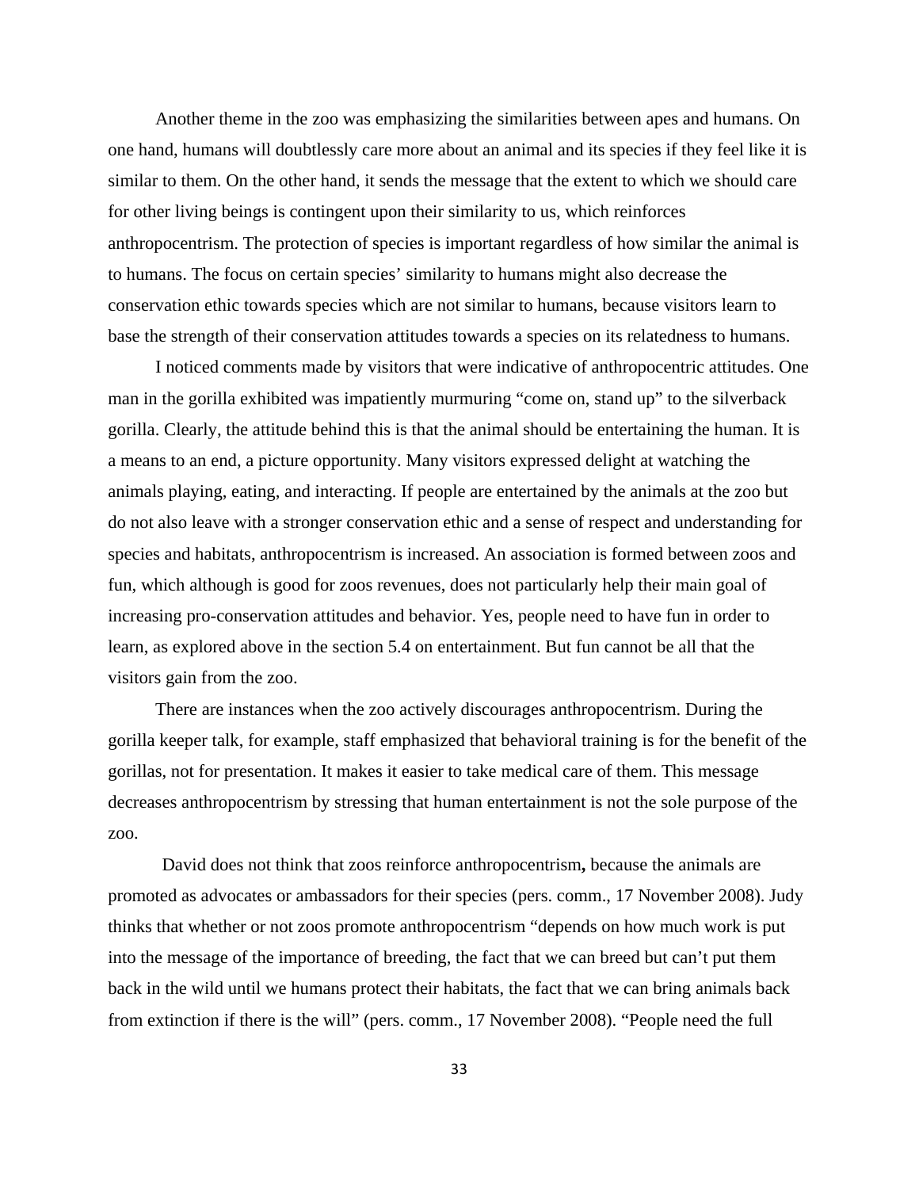Another theme in the zoo was emphasizing the similarities between apes and humans. On one hand, humans will doubtlessly care more about an animal and its species if they feel like it is similar to them. On the other hand, it sends the message that the extent to which we should care for other living beings is contingent upon their similarity to us, which reinforces anthropocentrism. The protection of species is important regardless of how similar the animal is to humans. The focus on certain species' similarity to humans might also decrease the conservation ethic towards species which are not similar to humans, because visitors learn to base the strength of their conservation attitudes towards a species on its relatedness to humans.

I noticed comments made by visitors that were indicative of anthropocentric attitudes. One man in the gorilla exhibited was impatiently murmuring "come on, stand up" to the silverback gorilla. Clearly, the attitude behind this is that the animal should be entertaining the human. It is a means to an end, a picture opportunity. Many visitors expressed delight at watching the animals playing, eating, and interacting. If people are entertained by the animals at the zoo but do not also leave with a stronger conservation ethic and a sense of respect and understanding for species and habitats, anthropocentrism is increased. An association is formed between zoos and fun, which although is good for zoos revenues, does not particularly help their main goal of increasing pro-conservation attitudes and behavior. Yes, people need to have fun in order to learn, as explored above in the section 5.4 on entertainment. But fun cannot be all that the visitors gain from the zoo.

There are instances when the zoo actively discourages anthropocentrism. During the gorilla keeper talk, for example, staff emphasized that behavioral training is for the benefit of the gorillas, not for presentation. It makes it easier to take medical care of them. This message decreases anthropocentrism by stressing that human entertainment is not the sole purpose of the zoo.

David does not think that zoos reinforce anthropocentrism**,** because the animals are promoted as advocates or ambassadors for their species (pers. comm., 17 November 2008). Judy thinks that whether or not zoos promote anthropocentrism "depends on how much work is put into the message of the importance of breeding, the fact that we can breed but can't put them back in the wild until we humans protect their habitats, the fact that we can bring animals back from extinction if there is the will" (pers. comm., 17 November 2008). "People need the full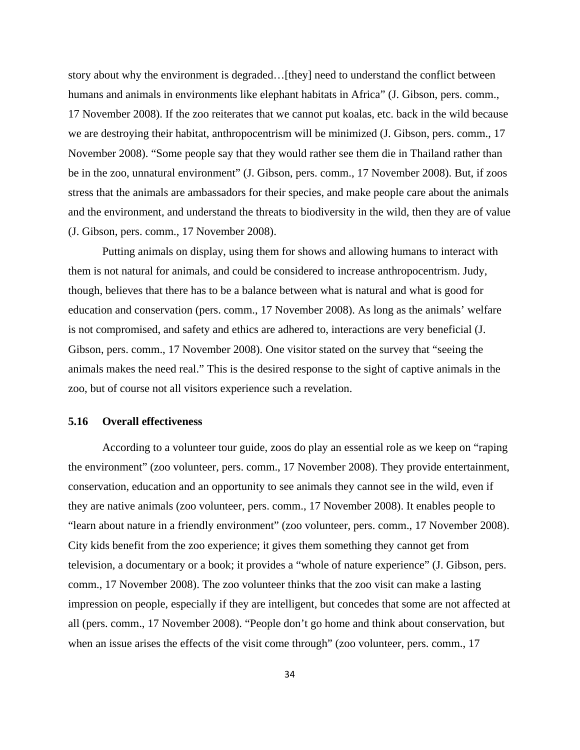story about why the environment is degraded…[they] need to understand the conflict between humans and animals in environments like elephant habitats in Africa" (J. Gibson, pers. comm., 17 November 2008). If the zoo reiterates that we cannot put koalas, etc. back in the wild because we are destroying their habitat, anthropocentrism will be minimized (J. Gibson, pers. comm., 17 November 2008). "Some people say that they would rather see them die in Thailand rather than be in the zoo, unnatural environment" (J. Gibson, pers. comm., 17 November 2008). But, if zoos stress that the animals are ambassadors for their species, and make people care about the animals and the environment, and understand the threats to biodiversity in the wild, then they are of value (J. Gibson, pers. comm., 17 November 2008).

Putting animals on display, using them for shows and allowing humans to interact with them is not natural for animals, and could be considered to increase anthropocentrism. Judy, though, believes that there has to be a balance between what is natural and what is good for education and conservation (pers. comm., 17 November 2008). As long as the animals' welfare is not compromised, and safety and ethics are adhered to, interactions are very beneficial (J. Gibson, pers. comm., 17 November 2008). One visitor stated on the survey that "seeing the animals makes the need real." This is the desired response to the sight of captive animals in the zoo, but of course not all visitors experience such a revelation.

### 5.16 Overall effectiveness

According to a volunteer tour guide, zoos do play an essential role as we keep on "raping the environment" (zoo volunteer, pers. comm., 17 November 2008). They provide entertainment, conservation, education and an opportunity to see animals they cannot see in the wild, even if they are native animals (zoo volunteer, pers. comm., 17 November 2008). It enables people to "learn about nature in a friendly environment" (zoo volunteer, pers. comm., 17 November 2008). City kids benefit from the zoo experience; it gives them something they cannot get from television, a documentary or a book; it provides a "whole of nature experience" (J. Gibson, pers. comm., 17 November 2008). The zoo volunteer thinks that the zoo visit can make a lasting impression on people, especially if they are intelligent, but concedes that some are not affected at all (pers. comm., 17 November 2008). "People don't go home and think about conservation, but when an issue arises the effects of the visit come through" (zoo volunteer, pers. comm., 17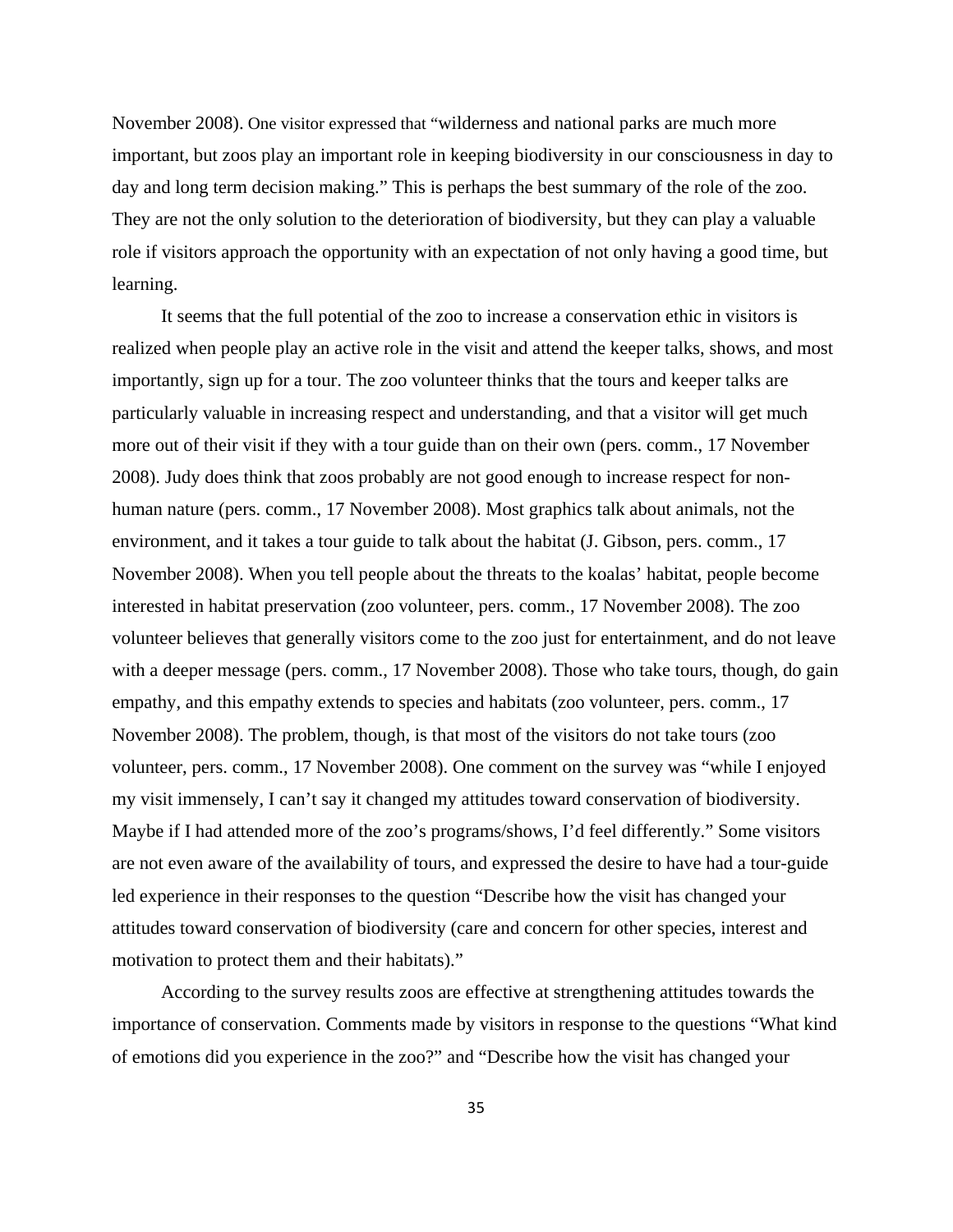November 2008). One visitor expressed that "wilderness and national parks are much more important, but zoos play an important role in keeping biodiversity in our consciousness in day to day and long term decision making." This is perhaps the best summary of the role of the zoo. They are not the only solution to the deterioration of biodiversity, but they can play a valuable role if visitors approach the opportunity with an expectation of not only having a good time, but learning.

It seems that the full potential of the zoo to increase a conservation ethic in visitors is realized when people play an active role in the visit and attend the keeper talks, shows, and most importantly, sign up for a tour. The zoo volunteer thinks that the tours and keeper talks are particularly valuable in increasing respect and understanding, and that a visitor will get much more out of their visit if they with a tour guide than on their own (pers. comm., 17 November 2008). Judy does think that zoos probably are not good enough to increase respect for non-human nature (pers. comm., 17 November 2008). Most graphics talk about animals, not the environment, and it takes a tour guide to talk about the habitat (J. Gibson, pers. comm., 17 November 2008). When you tell people about the threats to the koalas' habitat, people become interested in habitat preservation (zoo volunteer, pers. comm., 17 November 2008). The zoo volunteer believes that generally visitors come to the zoo just for entertainment, and do not leave with a deeper message (pers. comm., 17 November 2008). Those who take tours, though, do gain empathy, and this empathy extends to species and habitats (zoo volunteer, pers. comm., 17 November 2008). The problem, though, is that most of the visitors do not take tours (zoo volunteer, pers. comm., 17 November 2008). One comment on the survey was "while I enjoyed my visit immensely, I can't say it changed my attitudes toward conservation of biodiversity. Maybe if I had attended more of the zoo's programs/shows, I'd feel differently." Some visitors are not even aware of the availability of tours, and expressed the desire to have had a tour-guide led experience in their responses to the question "Describe how the visit has changed your attitudes toward conservation of biodiversity (care and concern for other species, interest and motivation to protect them and their habitats)."

According to the survey results zoos are effective at strengthening attitudes towards the importance of conservation. Comments made by visitors in response to the questions "What kind of emotions did you experience in the zoo?" and "Describe how the visit has changed your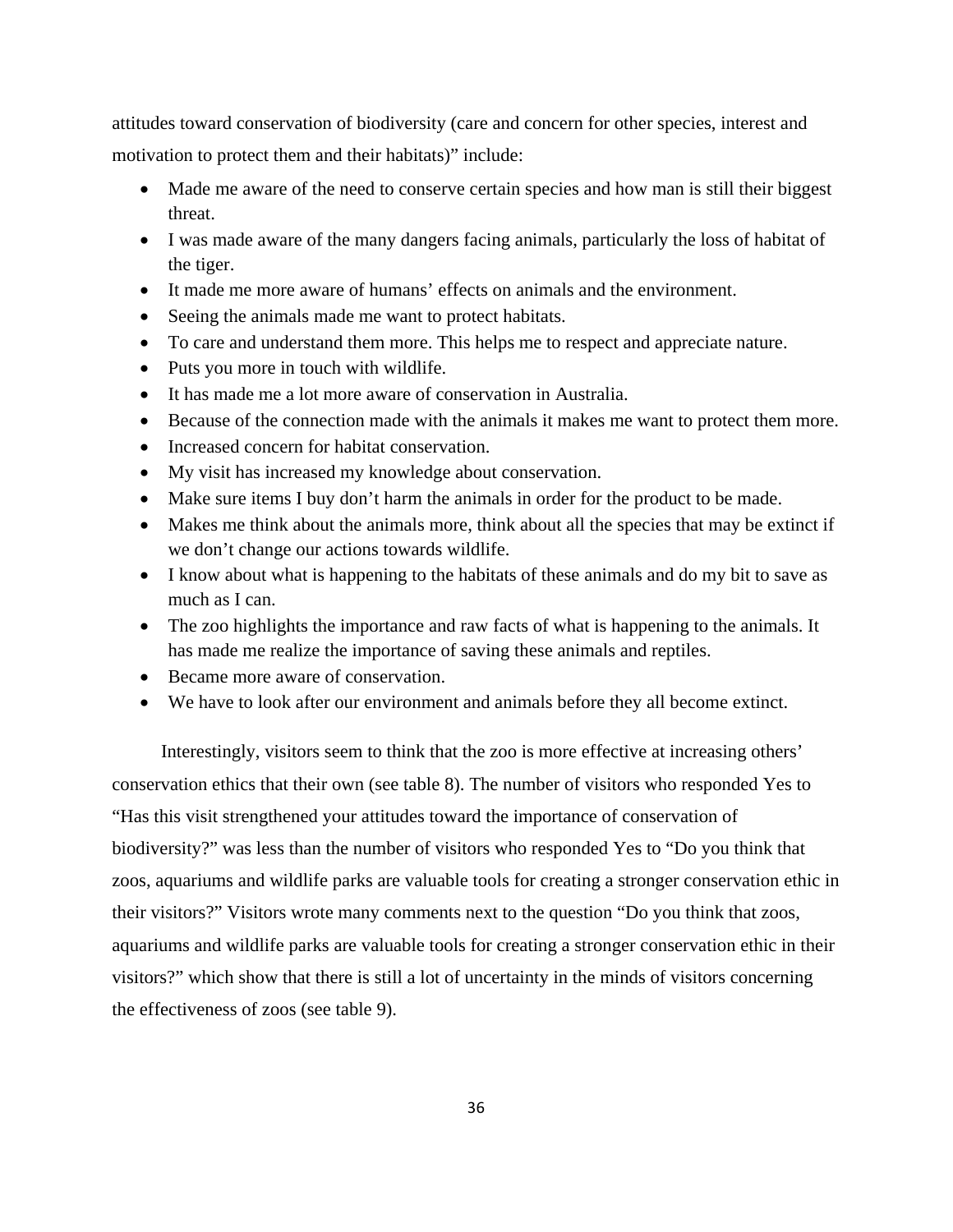attitudes toward conservation of biodiversity (care and concern for other species, interest and motivation to protect them and their habitats)" include:

- Made me aware of the need to conserve certain species and how man is still their biggest threat.
- I was made aware of the many dangers facing animals, particularly the loss of habitat of the tiger.
- It made me more aware of humans' effects on animals and the environment.
- Seeing the animals made me want to protect habitats.
- To care and understand them more. This helps me to respect and appreciate nature.
- Puts you more in touch with wildlife.
- It has made me a lot more aware of conservation in Australia.
- Because of the connection made with the animals it makes me want to protect them more.
- Increased concern for habitat conservation.
- My visit has increased my knowledge about conservation.
- Make sure items I buy don't harm the animals in order for the product to be made.
- Makes me think about the animals more, think about all the species that may be extinct if we don't change our actions towards wildlife.
- I know about what is happening to the habitats of these animals and do my bit to save as much as I can.
- The zoo highlights the importance and raw facts of what is happening to the animals. It has made me realize the importance of saving these animals and reptiles.
- Became more aware of conservation.
- We have to look after our environment and animals before they all become extinct.

Interestingly, visitors seem to think that the zoo is more effective at increasing others' conservation ethics that their own (see table 8). The number of visitors who responded Yes to "Has this visit strengthened your attitudes toward the importance of conservation of biodiversity?" was less than the number of visitors who responded Yes to "Do you think that zoos, aquariums and wildlife parks are valuable tools for creating a stronger conservation ethic in their visitors?" Visitors wrote many comments next to the question "Do you think that zoos, aquariums and wildlife parks are valuable tools for creating a stronger conservation ethic in their visitors?" which show that there is still a lot of uncertainty in the minds of visitors concerning the effectiveness of zoos (see table 9).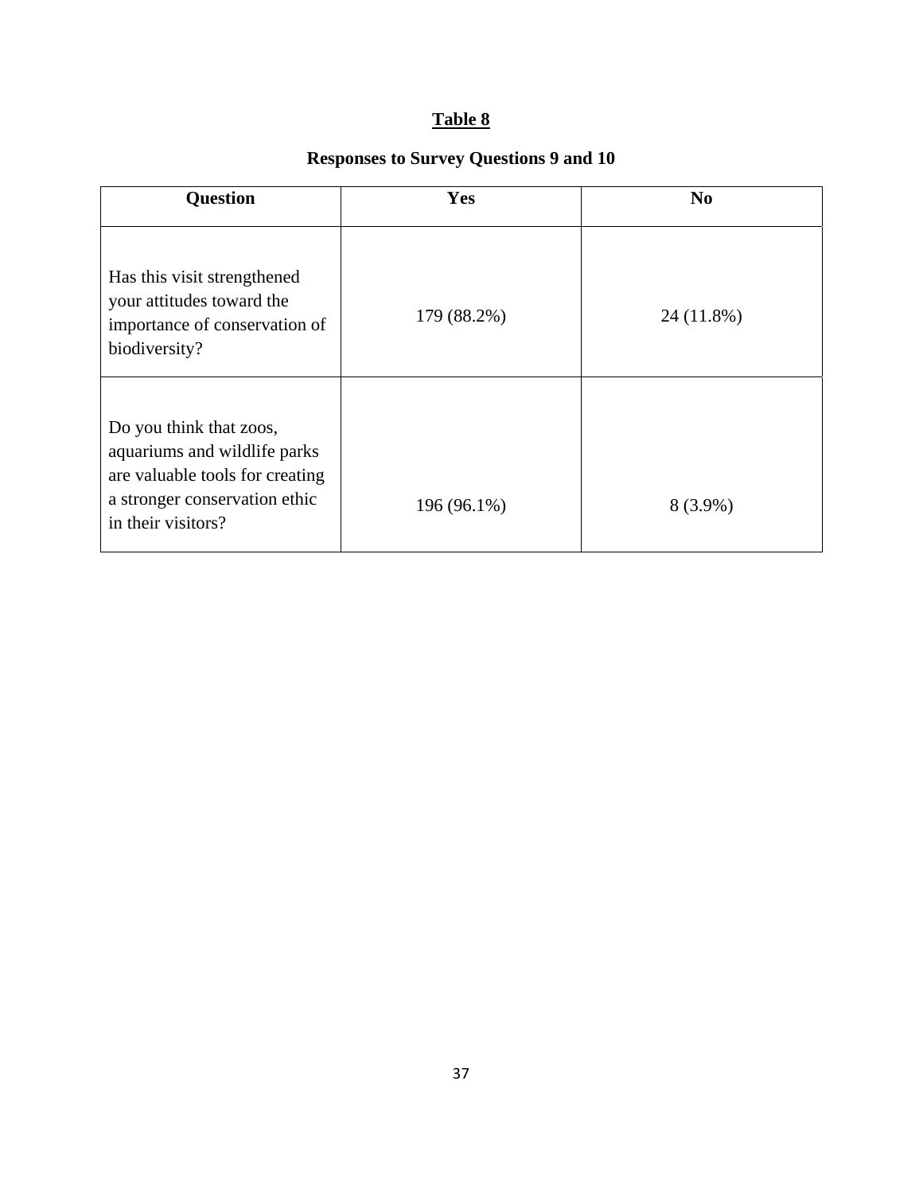**Table 8**

**Responses to Survey Questions 9 and 10**

| Question | Yes | No |
| --- | --- | --- |
| Has this visit strengthened your attitudes toward the importance of conservation of biodiversity? | 179 (88.2%) | 24 (11.8%) |
| Do you think that zoos, aquariums and wildlife parks are valuable tools for creating a stronger conservation ethic in their visitors? | 196 (96.1%) | 8 (3.9%) |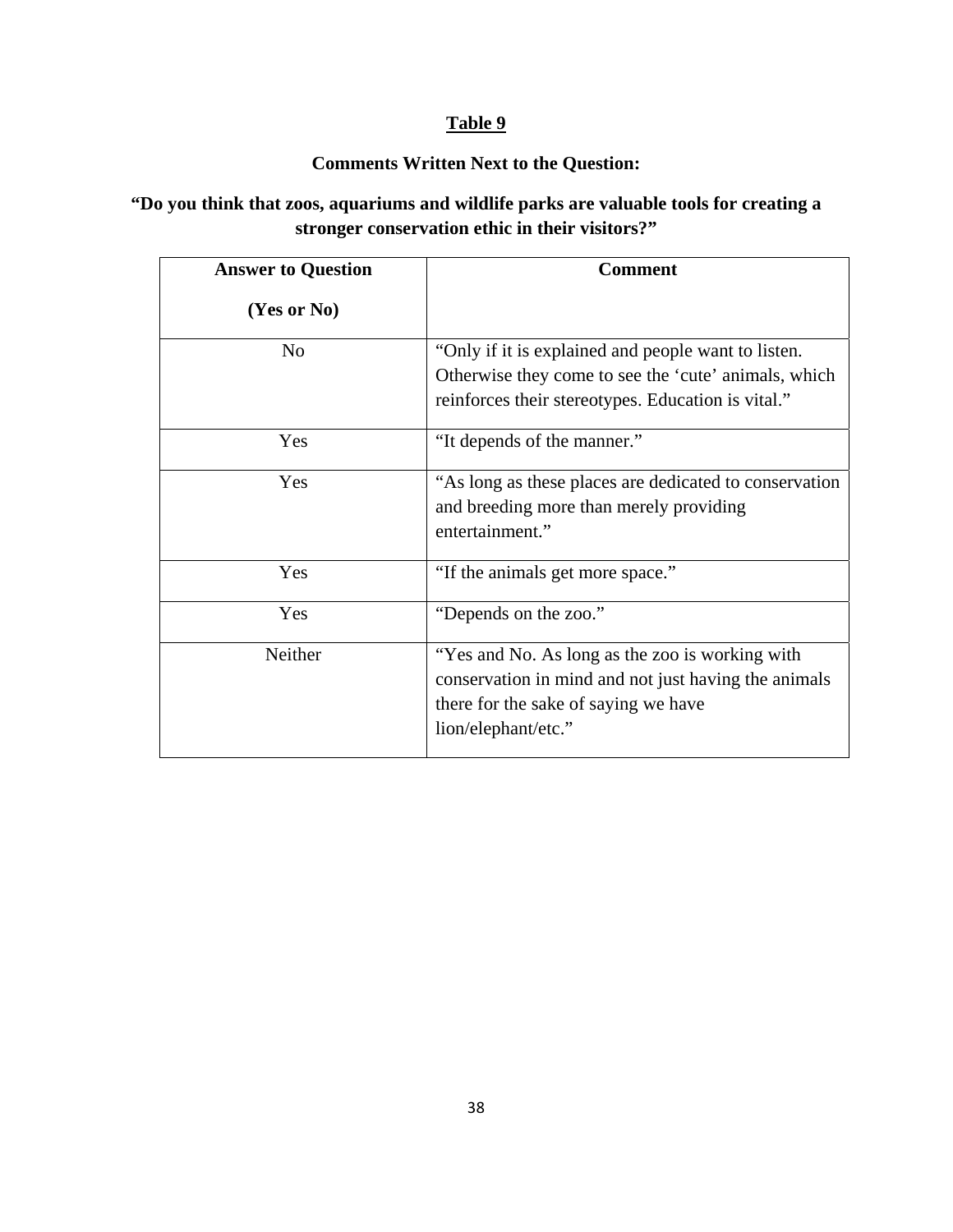**Table 9**

**Comments Written Next to the Question:**

**"Do you think that zoos, aquariums and wildlife parks are valuable tools for creating a stronger conservation ethic in their visitors?"**

| Answer to Question (Yes or No) | Comment |
|---|---|
| No | "Only if it is explained and people want to listen. Otherwise they come to see the 'cute' animals, which reinforces their stereotypes. Education is vital." |
| Yes | "It depends of the manner." |
| Yes | "As long as these places are dedicated to conservation and breeding more than merely providing entertainment." |
| Yes | "If the animals get more space." |
| Yes | "Depends on the zoo." |
| Neither | "Yes and No. As long as the zoo is working with conservation in mind and not just having the animals there for the sake of saying we have lion/elephant/etc." |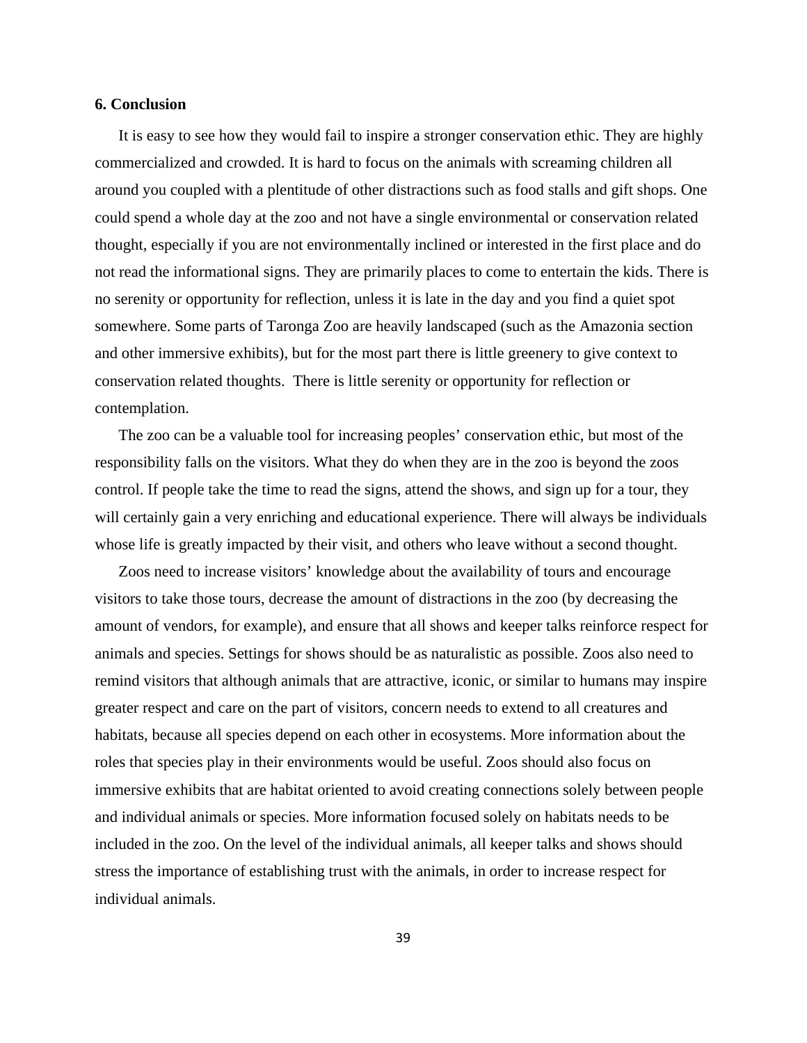## 6. Conclusion

It is easy to see how they would fail to inspire a stronger conservation ethic. They are highly commercialized and crowded. It is hard to focus on the animals with screaming children all around you coupled with a plentitude of other distractions such as food stalls and gift shops. One could spend a whole day at the zoo and not have a single environmental or conservation related thought, especially if you are not environmentally inclined or interested in the first place and do not read the informational signs. They are primarily places to come to entertain the kids. There is no serenity or opportunity for reflection, unless it is late in the day and you find a quiet spot somewhere. Some parts of Taronga Zoo are heavily landscaped (such as the Amazonia section and other immersive exhibits), but for the most part there is little greenery to give context to conservation related thoughts.  There is little serenity or opportunity for reflection or contemplation.

The zoo can be a valuable tool for increasing peoples' conservation ethic, but most of the responsibility falls on the visitors. What they do when they are in the zoo is beyond the zoos control. If people take the time to read the signs, attend the shows, and sign up for a tour, they will certainly gain a very enriching and educational experience. There will always be individuals whose life is greatly impacted by their visit, and others who leave without a second thought.

Zoos need to increase visitors' knowledge about the availability of tours and encourage visitors to take those tours, decrease the amount of distractions in the zoo (by decreasing the amount of vendors, for example), and ensure that all shows and keeper talks reinforce respect for animals and species. Settings for shows should be as naturalistic as possible. Zoos also need to remind visitors that although animals that are attractive, iconic, or similar to humans may inspire greater respect and care on the part of visitors, concern needs to extend to all creatures and habitats, because all species depend on each other in ecosystems. More information about the roles that species play in their environments would be useful. Zoos should also focus on immersive exhibits that are habitat oriented to avoid creating connections solely between people and individual animals or species. More information focused solely on habitats needs to be included in the zoo. On the level of the individual animals, all keeper talks and shows should stress the importance of establishing trust with the animals, in order to increase respect for individual animals.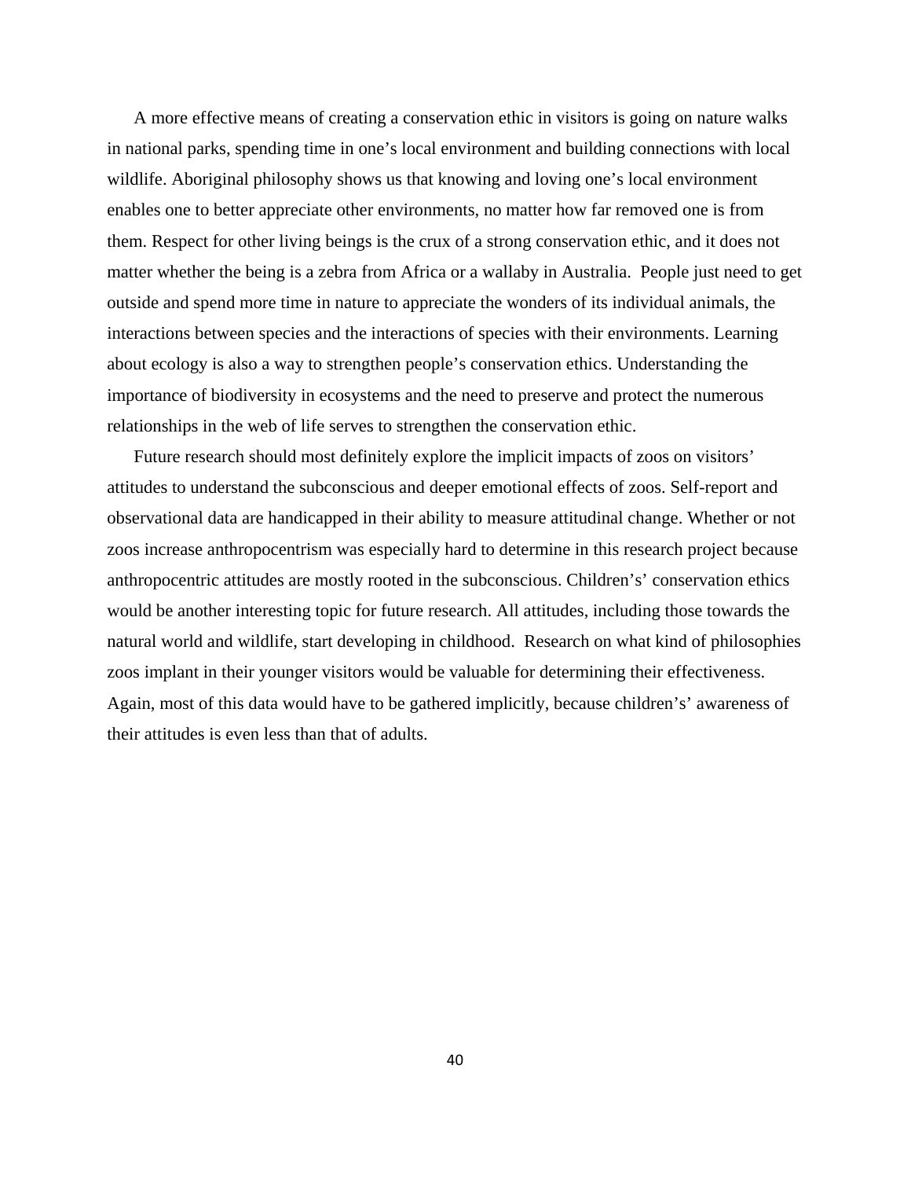A more effective means of creating a conservation ethic in visitors is going on nature walks in national parks, spending time in one's local environment and building connections with local wildlife. Aboriginal philosophy shows us that knowing and loving one's local environment enables one to better appreciate other environments, no matter how far removed one is from them. Respect for other living beings is the crux of a strong conservation ethic, and it does not matter whether the being is a zebra from Africa or a wallaby in Australia. People just need to get outside and spend more time in nature to appreciate the wonders of its individual animals, the interactions between species and the interactions of species with their environments. Learning about ecology is also a way to strengthen people's conservation ethics. Understanding the importance of biodiversity in ecosystems and the need to preserve and protect the numerous relationships in the web of life serves to strengthen the conservation ethic.

Future research should most definitely explore the implicit impacts of zoos on visitors' attitudes to understand the subconscious and deeper emotional effects of zoos. Self-report and observational data are handicapped in their ability to measure attitudinal change. Whether or not zoos increase anthropocentrism was especially hard to determine in this research project because anthropocentric attitudes are mostly rooted in the subconscious. Children's' conservation ethics would be another interesting topic for future research. All attitudes, including those towards the natural world and wildlife, start developing in childhood. Research on what kind of philosophies zoos implant in their younger visitors would be valuable for determining their effectiveness. Again, most of this data would have to be gathered implicitly, because children's' awareness of their attitudes is even less than that of adults.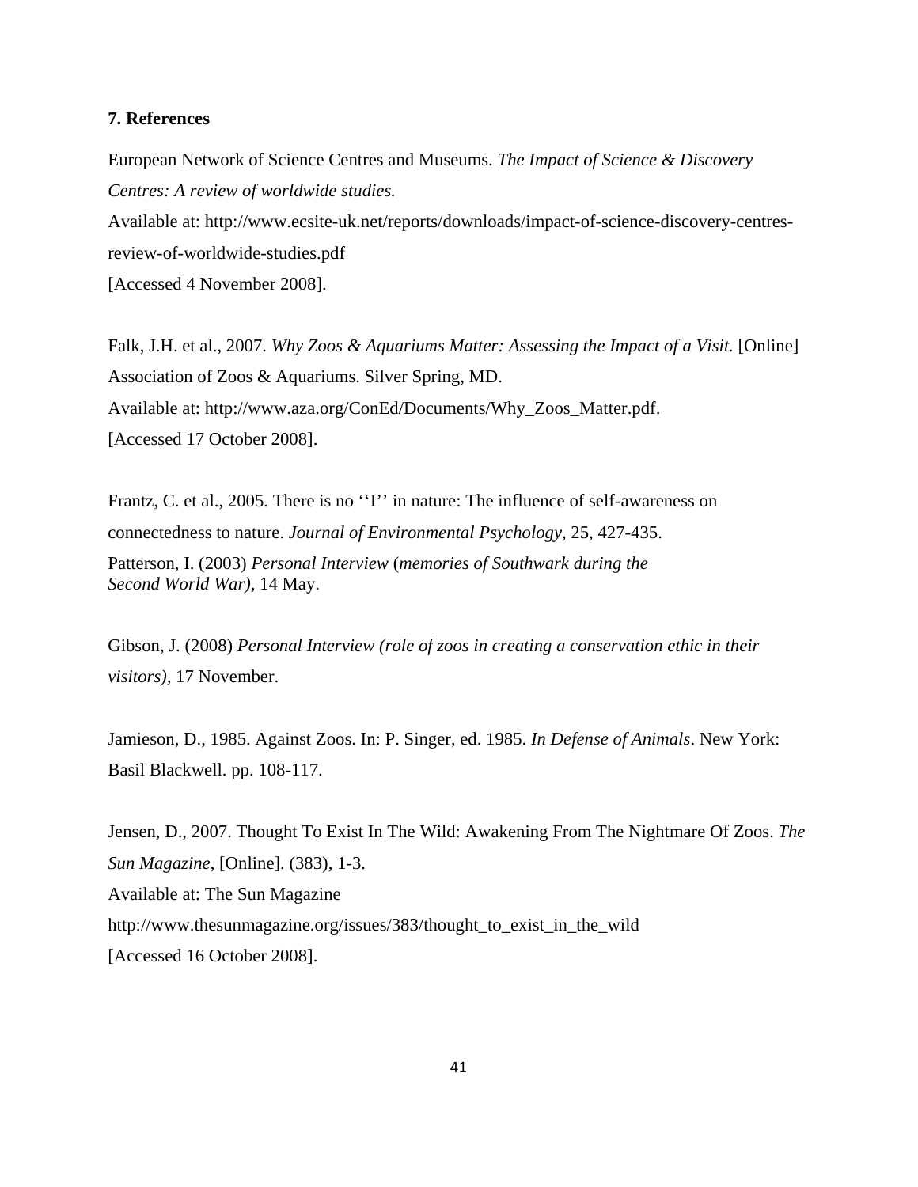### 7. References

European Network of Science Centres and Museums. *The Impact of Science & Discovery Centres: A review of worldwide studies.*
Available at: http://www.ecsite-uk.net/reports/downloads/impact-of-science-discovery-centres-review-of-worldwide-studies.pdf
[Accessed 4 November 2008].

Falk, J.H. et al., 2007. *Why Zoos & Aquariums Matter: Assessing the Impact of a Visit.* [Online] Association of Zoos & Aquariums. Silver Spring, MD.
Available at: http://www.aza.org/ConEd/Documents/Why_Zoos_Matter.pdf.
[Accessed 17 October 2008].

Frantz, C. et al., 2005. There is no ''I'' in nature: The influence of self-awareness on connectedness to nature. *Journal of Environmental Psychology*, 25, 427-435.
Patterson, I. (2003) *Personal Interview* (*memories of Southwark during the Second World War),* 14 May.

Gibson, J. (2008) *Personal Interview (role of zoos in creating a conservation ethic in their visitors)*, 17 November.

Jamieson, D., 1985. Against Zoos. In: P. Singer, ed. 1985. *In Defense of Animals*. New York: Basil Blackwell. pp. 108-117.

Jensen, D., 2007. Thought To Exist In The Wild: Awakening From The Nightmare Of Zoos. *The Sun Magazine*, [Online]. (383), 1-3.
Available at: The Sun Magazine
http://www.thesunmagazine.org/issues/383/thought_to_exist_in_the_wild
[Accessed 16 October 2008].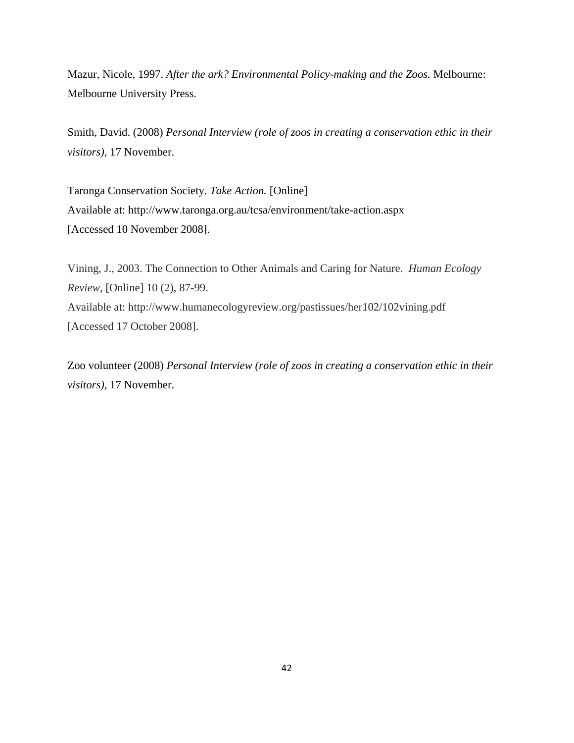Mazur, Nicole, 1997. *After the ark? Environmental Policy-making and the Zoos.* Melbourne: Melbourne University Press.

Smith, David. (2008) *Personal Interview (role of zoos in creating a conservation ethic in their visitors)*, 17 November.

Taronga Conservation Society. *Take Action.* [Online]
Available at: http://www.taronga.org.au/tcsa/environment/take-action.aspx
[Accessed 10 November 2008].

Vining, J., 2003. The Connection to Other Animals and Caring for Nature. *Human Ecology Review,* [Online] 10 (2), 87-99.
Available at: http://www.humanecologyreview.org/pastissues/her102/102vining.pdf
[Accessed 17 October 2008].

Zoo volunteer (2008) *Personal Interview (role of zoos in creating a conservation ethic in their visitors)*, 17 November.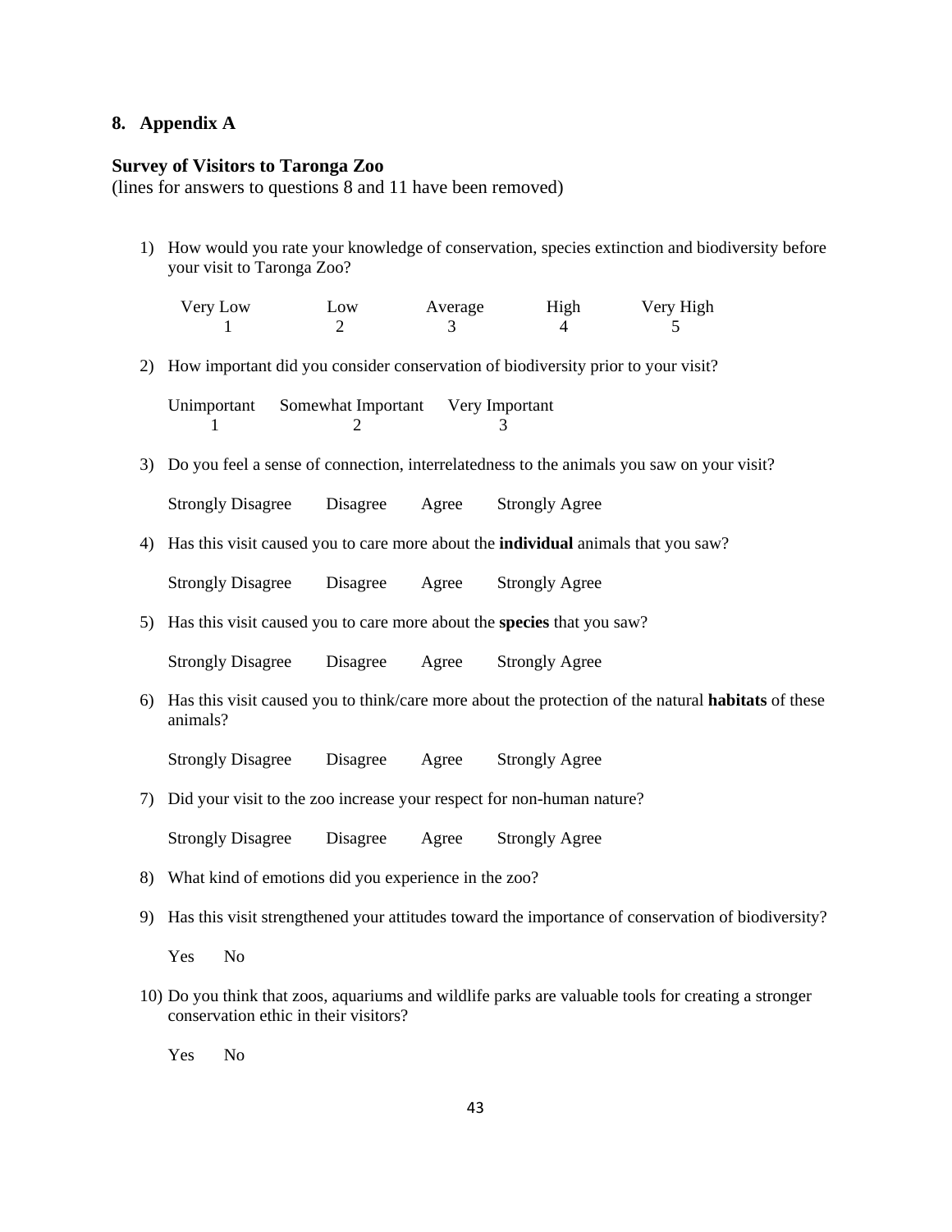## 8. Appendix A

### Survey of Visitors to Taronga Zoo

(lines for answers to questions 8 and 11 have been removed)

1) How would you rate your knowledge of conservation, species extinction and biodiversity before your visit to Taronga Zoo?

| Very Low | Low | Average | High | Very High |
|---|---|---|---|---|
| 1 | 2 | 3 | 4 | 5 |

2) How important did you consider conservation of biodiversity prior to your visit?

| Unimportant | Somewhat Important | Very Important |
|---|---|---|
| 1 | 2 | 3 |

3) Do you feel a sense of connection, interrelatedness to the animals you saw on your visit?

   Strongly Disagree  Disagree  Agree  Strongly Agree

4) Has this visit caused you to care more about the **individual** animals that you saw?

   Strongly Disagree  Disagree  Agree  Strongly Agree

5) Has this visit caused you to care more about the **species** that you saw?

   Strongly Disagree  Disagree  Agree  Strongly Agree

6) Has this visit caused you to think/care more about the protection of the natural **habitats** of these animals?

   Strongly Disagree  Disagree  Agree  Strongly Agree

7) Did your visit to the zoo increase your respect for non-human nature?

   Strongly Disagree  Disagree  Agree  Strongly Agree

8) What kind of emotions did you experience in the zoo?

9) Has this visit strengthened your attitudes toward the importance of conservation of biodiversity?

   Yes  No

10) Do you think that zoos, aquariums and wildlife parks are valuable tools for creating a stronger conservation ethic in their visitors?

   Yes  No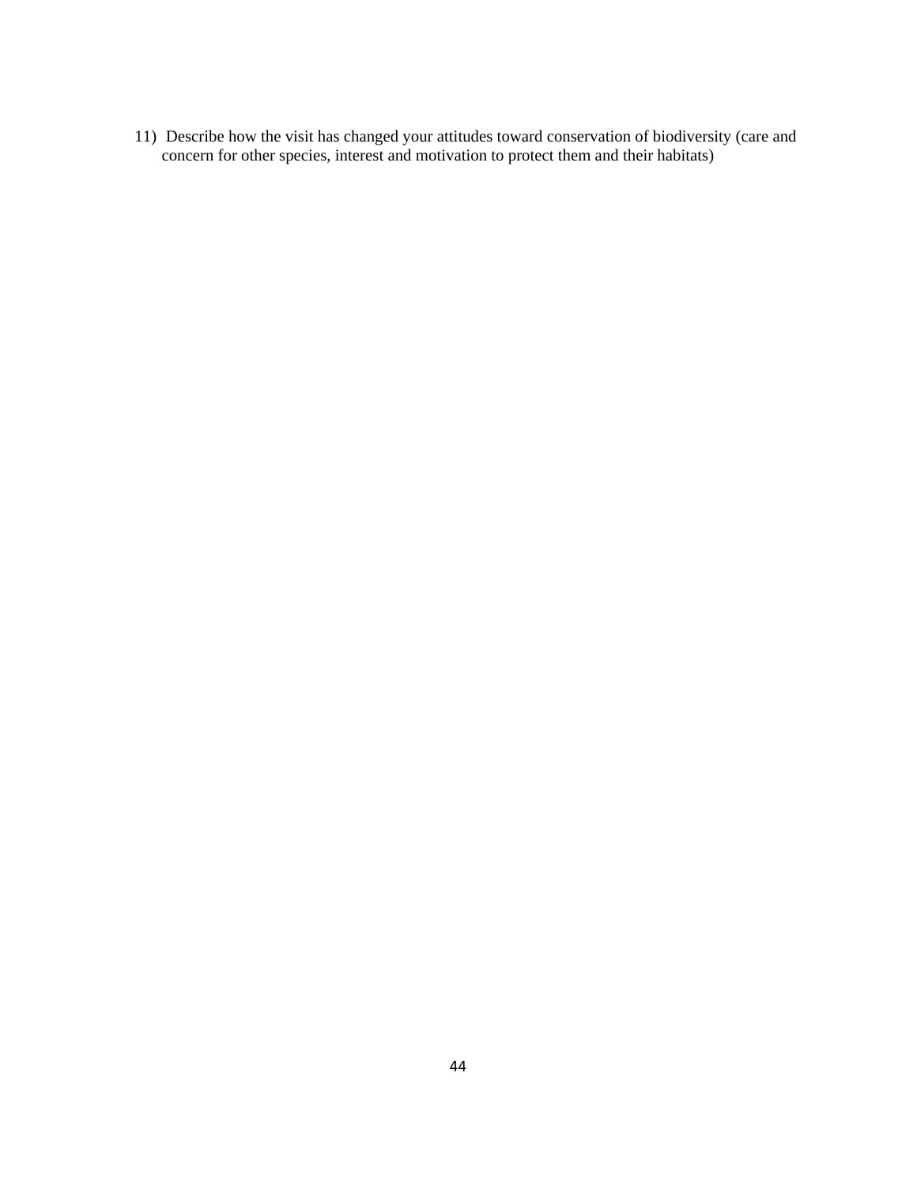11) Describe how the visit has changed your attitudes toward conservation of biodiversity (care and concern for other species, interest and motivation to protect them and their habitats)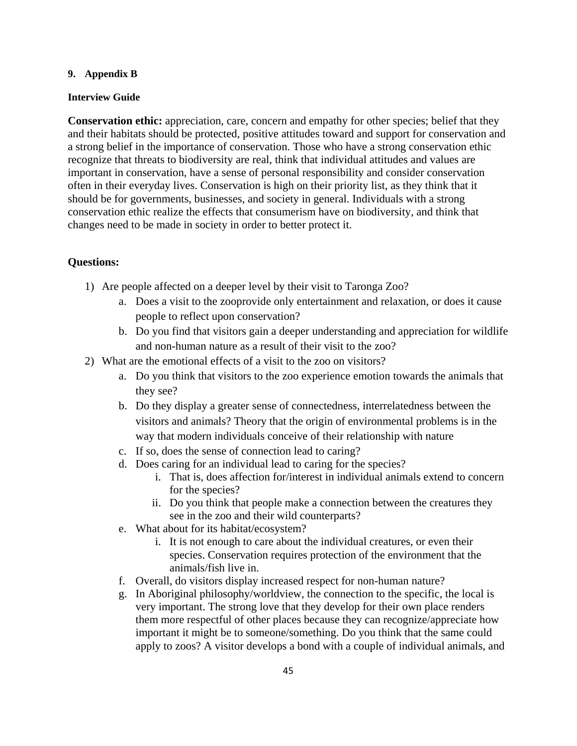## 9. Appendix B

**Interview Guide**

**Conservation ethic:** appreciation, care, concern and empathy for other species; belief that they and their habitats should be protected, positive attitudes toward and support for conservation and a strong belief in the importance of conservation. Those who have a strong conservation ethic recognize that threats to biodiversity are real, think that individual attitudes and values are important in conservation, have a sense of personal responsibility and consider conservation often in their everyday lives. Conservation is high on their priority list, as they think that it should be for governments, businesses, and society in general. Individuals with a strong conservation ethic realize the effects that consumerism have on biodiversity, and think that changes need to be made in society in order to better protect it.

**Questions:**

1) Are people affected on a deeper level by their visit to Taronga Zoo?
    a. Does a visit to the zooprovide only entertainment and relaxation, or does it cause people to reflect upon conservation?
    b. Do you find that visitors gain a deeper understanding and appreciation for wildlife and non-human nature as a result of their visit to the zoo?
2) What are the emotional effects of a visit to the zoo on visitors?
    a. Do you think that visitors to the zoo experience emotion towards the animals that they see?
    b. Do they display a greater sense of connectedness, interrelatedness between the visitors and animals? Theory that the origin of environmental problems is in the way that modern individuals conceive of their relationship with nature
    c. If so, does the sense of connection lead to caring?
    d. Does caring for an individual lead to caring for the species?
        i. That is, does affection for/interest in individual animals extend to concern for the species?
        ii. Do you think that people make a connection between the creatures they see in the zoo and their wild counterparts?
    e. What about for its habitat/ecosystem?
        i. It is not enough to care about the individual creatures, or even their species. Conservation requires protection of the environment that the animals/fish live in.
    f. Overall, do visitors display increased respect for non-human nature?
    g. In Aboriginal philosophy/worldview, the connection to the specific, the local is very important. The strong love that they develop for their own place renders them more respectful of other places because they can recognize/appreciate how important it might be to someone/something. Do you think that the same could apply to zoos? A visitor develops a bond with a couple of individual animals, and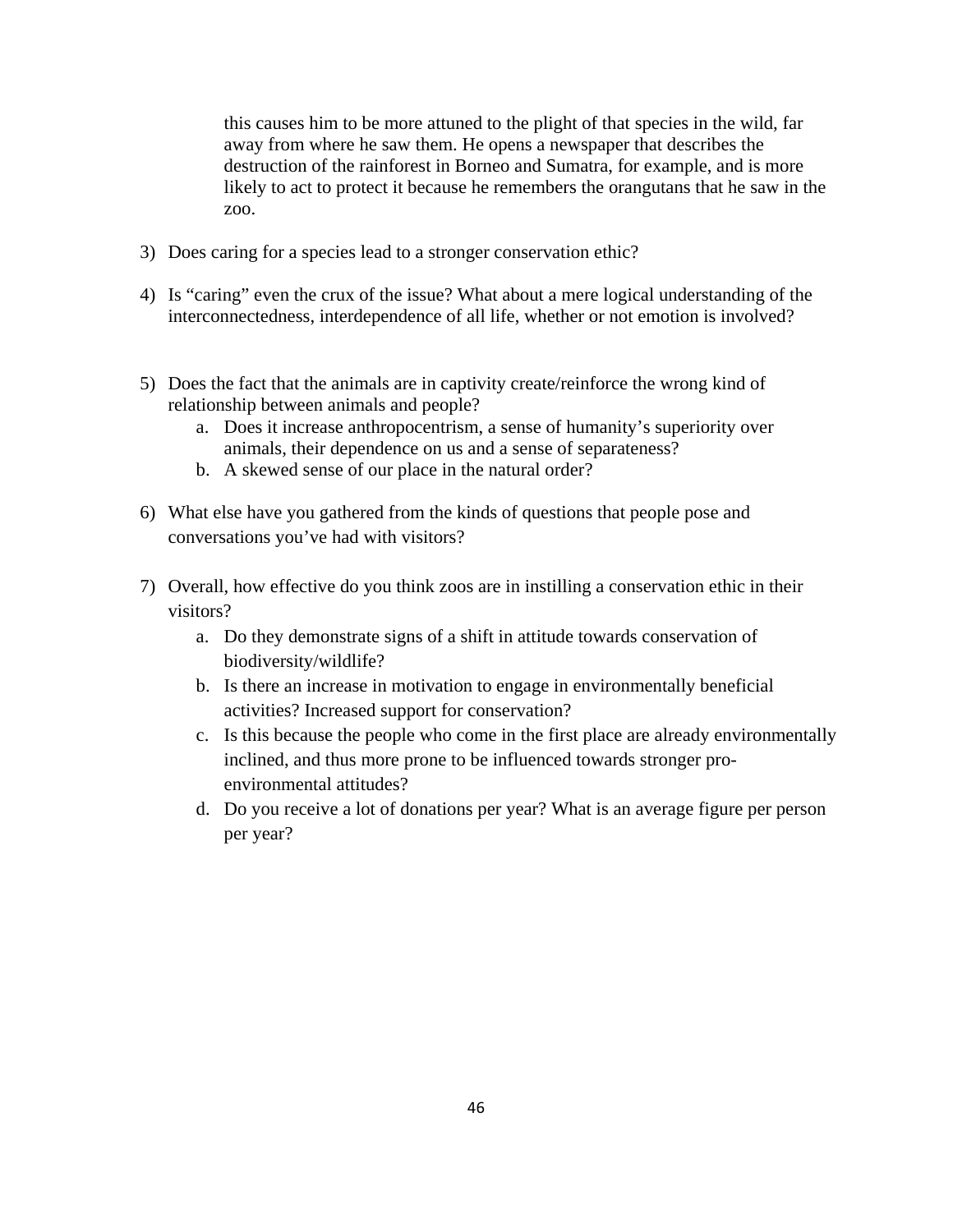this causes him to be more attuned to the plight of that species in the wild, far away from where he saw them. He opens a newspaper that describes the destruction of the rainforest in Borneo and Sumatra, for example, and is more likely to act to protect it because he remembers the orangutans that he saw in the zoo.

3) Does caring for a species lead to a stronger conservation ethic?

4) Is "caring" even the crux of the issue? What about a mere logical understanding of the interconnectedness, interdependence of all life, whether or not emotion is involved?

5) Does the fact that the animals are in captivity create/reinforce the wrong kind of relationship between animals and people?
   a. Does it increase anthropocentrism, a sense of humanity's superiority over animals, their dependence on us and a sense of separateness?
   b. A skewed sense of our place in the natural order?

6) What else have you gathered from the kinds of questions that people pose and conversations you've had with visitors?

7) Overall, how effective do you think zoos are in instilling a conservation ethic in their visitors?
   a. Do they demonstrate signs of a shift in attitude towards conservation of biodiversity/wildlife?
   b. Is there an increase in motivation to engage in environmentally beneficial activities? Increased support for conservation?
   c. Is this because the people who come in the first place are already environmentally inclined, and thus more prone to be influenced towards stronger pro-environmental attitudes?
   d. Do you receive a lot of donations per year? What is an average figure per person per year?